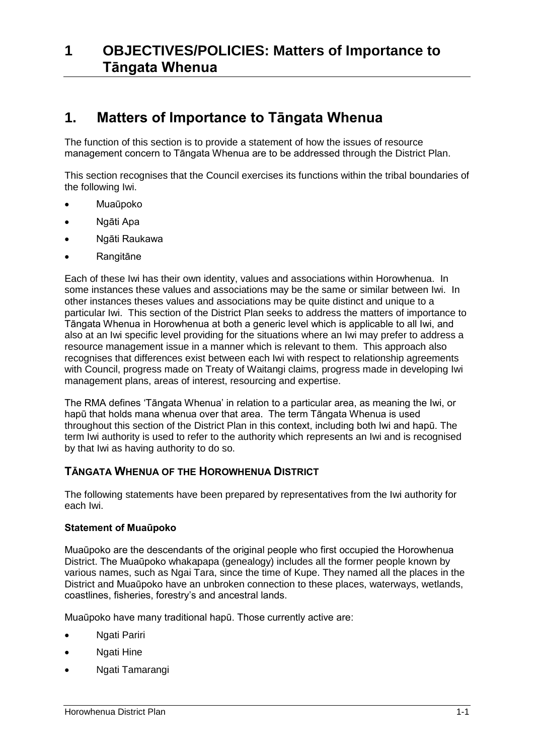# 1 OBJECTIVES/POLICIES: Matters of Importance to Tāngata Whenua

## 1. Matters of Importance to Tāngata Whenua

The function of this section is to provide a statement of how the issues of resource management concern to Tāngata Whenua are to be addressed through the District Plan.

This section recognises that the Council exercises its functions within the tribal boundaries of the following Iwi.

- Muaūpoko
- Ngāti Apa
- Ngāti Raukawa
- Rangitāne

Each of these Iwi has their own identity, values and associations within Horowhenua. In some instances these values and associations may be the same or similar between Iwi. In other instances theses values and associations may be quite distinct and unique to a particular Iwi. This section of the District Plan seeks to address the matters of importance to Tāngata Whenua in Horowhenua at both a generic level which is applicable to all Iwi, and also at an Iwi specific level providing for the situations where an Iwi may prefer to address a resource management issue in a manner which is relevant to them. This approach also recognises that differences exist between each Iwi with respect to relationship agreements with Council, progress made on Treaty of Waitangi claims, progress made in developing Iwi management plans, areas of interest, resourcing and expertise.

The RMA defines 'Tāngata Whenua' in relation to a particular area, as meaning the Iwi, or hapū that holds mana whenua over that area. The term Tāngata Whenua is used throughout this section of the District Plan in this context, including both Iwi and hapū. The term Iwi authority is used to refer to the authority which represents an Iwi and is recognised by that Iwi as having authority to do so.

### TĀNGATA WHENUA OF THE HOROWHENUA DISTRICT

The following statements have been prepared by representatives from the Iwi authority for each Iwi.

**Statement of Muaūpoko**

Muaūpoko are the descendants of the original people who first occupied the Horowhenua District. The Muaūpoko whakapapa (genealogy) includes all the former people known by various names, such as Ngai Tara, since the time of Kupe. They named all the places in the District and Muaūpoko have an unbroken connection to these places, waterways, wetlands, coastlines, fisheries, forestry's and ancestral lands.

Muaūpoko have many traditional hapū. Those currently active are:

- Ngati Pariri
- Ngati Hine
- Ngati Tamarangi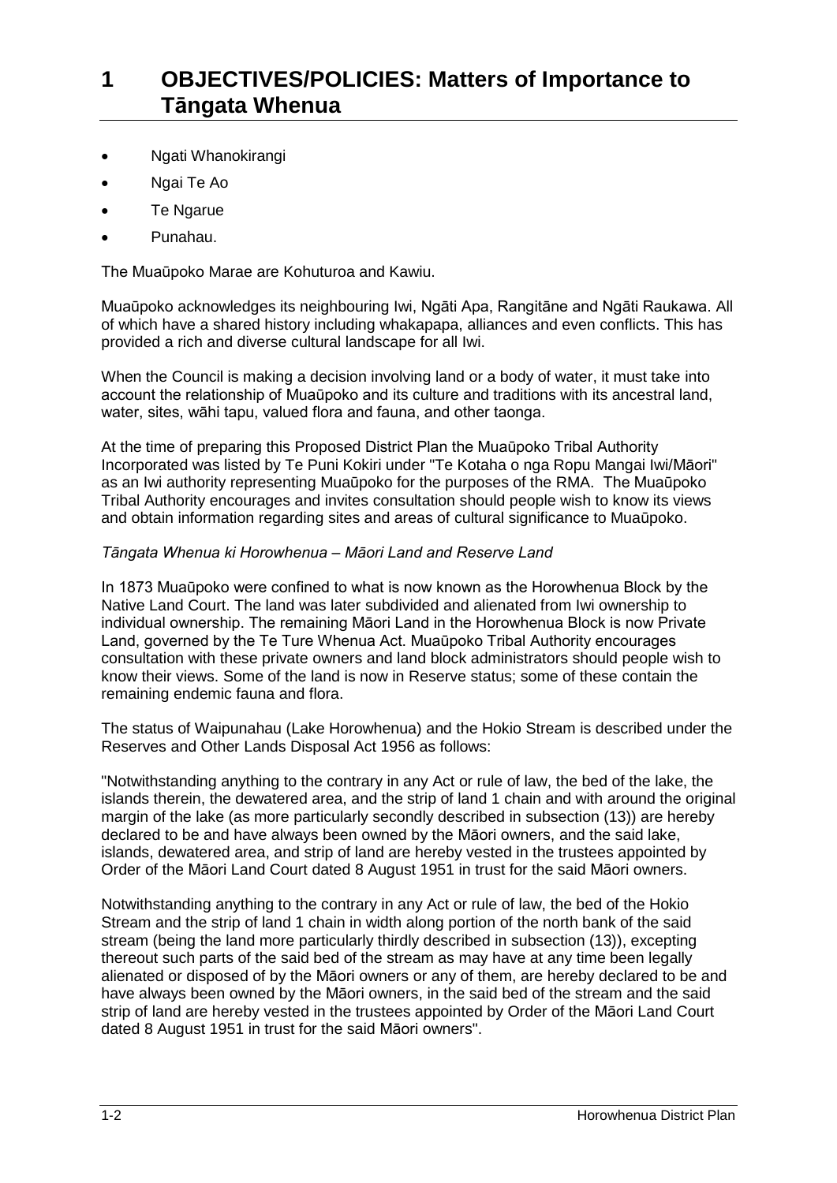# 1 OBJECTIVES/POLICIES: Matters of Importance to Tāngata Whenua

- Ngati Whanokirangi
- Ngai Te Ao
- Te Ngarue
- Punahau.

The Muaūpoko Marae are Kohuturoa and Kawiu.

Muaūpoko acknowledges its neighbouring Iwi, Ngāti Apa, Rangitāne and Ngāti Raukawa. All of which have a shared history including whakapapa, alliances and even conflicts. This has provided a rich and diverse cultural landscape for all Iwi.

When the Council is making a decision involving land or a body of water, it must take into account the relationship of Muaūpoko and its culture and traditions with its ancestral land, water, sites, wāhi tapu, valued flora and fauna, and other taonga.

At the time of preparing this Proposed District Plan the Muaūpoko Tribal Authority Incorporated was listed by Te Puni Kokiri under "Te Kotaha o nga Ropu Mangai Iwi/Māori" as an Iwi authority representing Muaūpoko for the purposes of the RMA. The Muaūpoko Tribal Authority encourages and invites consultation should people wish to know its views and obtain information regarding sites and areas of cultural significance to Muaūpoko.

*Tāngata Whenua ki Horowhenua – Māori Land and Reserve Land*

In 1873 Muaūpoko were confined to what is now known as the Horowhenua Block by the Native Land Court. The land was later subdivided and alienated from Iwi ownership to individual ownership. The remaining Māori Land in the Horowhenua Block is now Private Land, governed by the Te Ture Whenua Act. Muaūpoko Tribal Authority encourages consultation with these private owners and land block administrators should people wish to know their views. Some of the land is now in Reserve status; some of these contain the remaining endemic fauna and flora.

The status of Waipunahau (Lake Horowhenua) and the Hokio Stream is described under the Reserves and Other Lands Disposal Act 1956 as follows:

"Notwithstanding anything to the contrary in any Act or rule of law, the bed of the lake, the islands therein, the dewatered area, and the strip of land 1 chain and with around the original margin of the lake (as more particularly secondly described in subsection (13)) are hereby declared to be and have always been owned by the Māori owners, and the said lake, islands, dewatered area, and strip of land are hereby vested in the trustees appointed by Order of the Māori Land Court dated 8 August 1951 in trust for the said Māori owners.

Notwithstanding anything to the contrary in any Act or rule of law, the bed of the Hokio Stream and the strip of land 1 chain in width along portion of the north bank of the said stream (being the land more particularly thirdly described in subsection (13)), excepting thereout such parts of the said bed of the stream as may have at any time been legally alienated or disposed of by the Māori owners or any of them, are hereby declared to be and have always been owned by the Māori owners, in the said bed of the stream and the said strip of land are hereby vested in the trustees appointed by Order of the Māori Land Court dated 8 August 1951 in trust for the said Māori owners".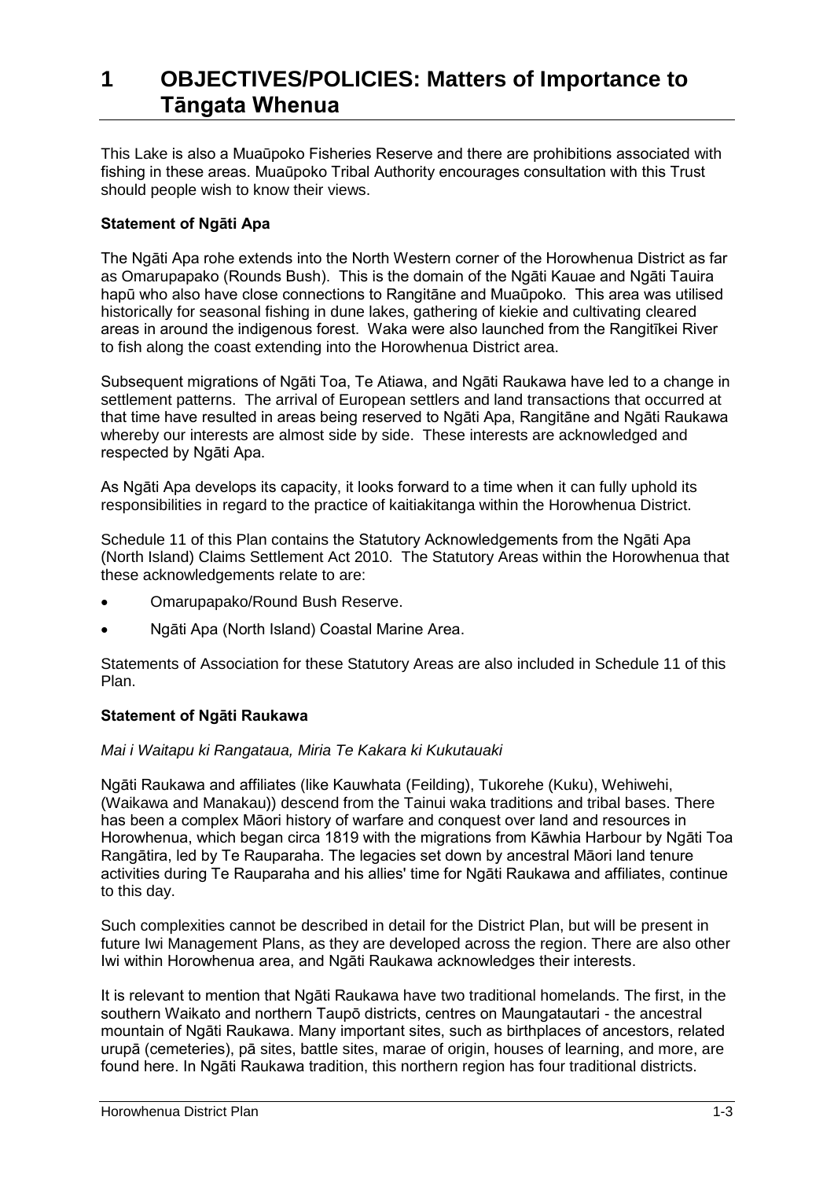# 1 OBJECTIVES/POLICIES: Matters of Importance to Tāngata Whenua

This Lake is also a Muaūpoko Fisheries Reserve and there are prohibitions associated with fishing in these areas. Muaūpoko Tribal Authority encourages consultation with this Trust should people wish to know their views.

**Statement of Ngāti Apa**

The Ngāti Apa rohe extends into the North Western corner of the Horowhenua District as far as Omarupapako (Rounds Bush). This is the domain of the Ngāti Kauae and Ngāti Tauira hapū who also have close connections to Rangitāne and Muaūpoko. This area was utilised historically for seasonal fishing in dune lakes, gathering of kiekie and cultivating cleared areas in around the indigenous forest. Waka were also launched from the Rangitīkei River to fish along the coast extending into the Horowhenua District area.

Subsequent migrations of Ngāti Toa, Te Atiawa, and Ngāti Raukawa have led to a change in settlement patterns. The arrival of European settlers and land transactions that occurred at that time have resulted in areas being reserved to Ngāti Apa, Rangitāne and Ngāti Raukawa whereby our interests are almost side by side. These interests are acknowledged and respected by Ngāti Apa.

As Ngāti Apa develops its capacity, it looks forward to a time when it can fully uphold its responsibilities in regard to the practice of kaitiakitanga within the Horowhenua District.

Schedule 11 of this Plan contains the Statutory Acknowledgements from the Ngāti Apa (North Island) Claims Settlement Act 2010. The Statutory Areas within the Horowhenua that these acknowledgements relate to are:

- Omarupapako/Round Bush Reserve.
- Ngāti Apa (North Island) Coastal Marine Area.

Statements of Association for these Statutory Areas are also included in Schedule 11 of this Plan.

**Statement of Ngāti Raukawa**

*Mai i Waitapu ki Rangataua, Miria Te Kakara ki Kukutauaki*

Ngāti Raukawa and affiliates (like Kauwhata (Feilding), Tukorehe (Kuku), Wehiwehi, (Waikawa and Manakau)) descend from the Tainui waka traditions and tribal bases. There has been a complex Māori history of warfare and conquest over land and resources in Horowhenua, which began circa 1819 with the migrations from Kāwhia Harbour by Ngāti Toa Rangātira, led by Te Rauparaha. The legacies set down by ancestral Māori land tenure activities during Te Rauparaha and his allies' time for Ngāti Raukawa and affiliates, continue to this day.

Such complexities cannot be described in detail for the District Plan, but will be present in future Iwi Management Plans, as they are developed across the region. There are also other Iwi within Horowhenua area, and Ngāti Raukawa acknowledges their interests.

It is relevant to mention that Ngāti Raukawa have two traditional homelands. The first, in the southern Waikato and northern Taupō districts, centres on Maungatautari - the ancestral mountain of Ngāti Raukawa. Many important sites, such as birthplaces of ancestors, related urupā (cemeteries), pā sites, battle sites, marae of origin, houses of learning, and more, are found here. In Ngāti Raukawa tradition, this northern region has four traditional districts.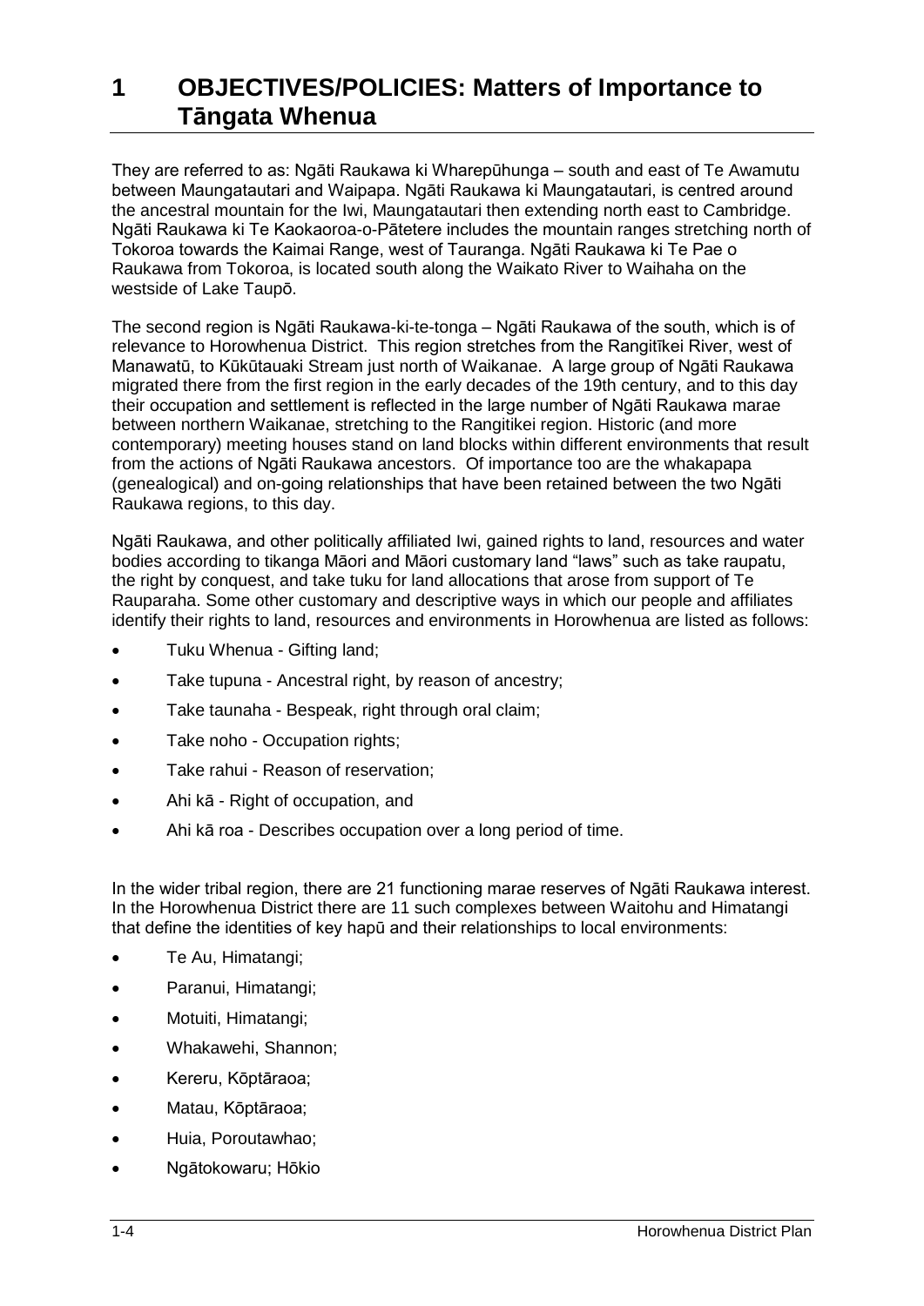# 1 OBJECTIVES/POLICIES: Matters of Importance to Tāngata Whenua

They are referred to as: Ngāti Raukawa ki Wharepūhunga – south and east of Te Awamutu between Maungatautari and Waipapa. Ngāti Raukawa ki Maungatautari, is centred around the ancestral mountain for the Iwi, Maungatautari then extending north east to Cambridge. Ngāti Raukawa ki Te Kaokaoroa-o-Pātetere includes the mountain ranges stretching north of Tokoroa towards the Kaimai Range, west of Tauranga. Ngāti Raukawa ki Te Pae o Raukawa from Tokoroa, is located south along the Waikato River to Waihaha on the westside of Lake Taupō.

The second region is Ngāti Raukawa-ki-te-tonga – Ngāti Raukawa of the south, which is of relevance to Horowhenua District. This region stretches from the Rangitīkei River, west of Manawatū, to Kūkūtauaki Stream just north of Waikanae. A large group of Ngāti Raukawa migrated there from the first region in the early decades of the 19th century, and to this day their occupation and settlement is reflected in the large number of Ngāti Raukawa marae between northern Waikanae, stretching to the Rangitikei region. Historic (and more contemporary) meeting houses stand on land blocks within different environments that result from the actions of Ngāti Raukawa ancestors. Of importance too are the whakapapa (genealogical) and on-going relationships that have been retained between the two Ngāti Raukawa regions, to this day.

Ngāti Raukawa, and other politically affiliated Iwi, gained rights to land, resources and water bodies according to tikanga Māori and Māori customary land "laws" such as take raupatu, the right by conquest, and take tuku for land allocations that arose from support of Te Rauparaha. Some other customary and descriptive ways in which our people and affiliates identify their rights to land, resources and environments in Horowhenua are listed as follows:

- Tuku Whenua - Gifting land;
- Take tupuna - Ancestral right, by reason of ancestry;
- Take taunaha - Bespeak, right through oral claim;
- Take noho - Occupation rights;
- Take rahui - Reason of reservation;
- Ahi kā - Right of occupation, and
- Ahi kā roa - Describes occupation over a long period of time.

In the wider tribal region, there are 21 functioning marae reserves of Ngāti Raukawa interest. In the Horowhenua District there are 11 such complexes between Waitohu and Himatangi that define the identities of key hapū and their relationships to local environments:

- Te Au, Himatangi;
- Paranui, Himatangi;
- Motuiti, Himatangi;
- Whakawehi, Shannon;
- Kereru, Kōptāraoa;
- Matau, Kōptāraoa;
- Huia, Poroutawhao;
- Ngātokowaru; Hōkio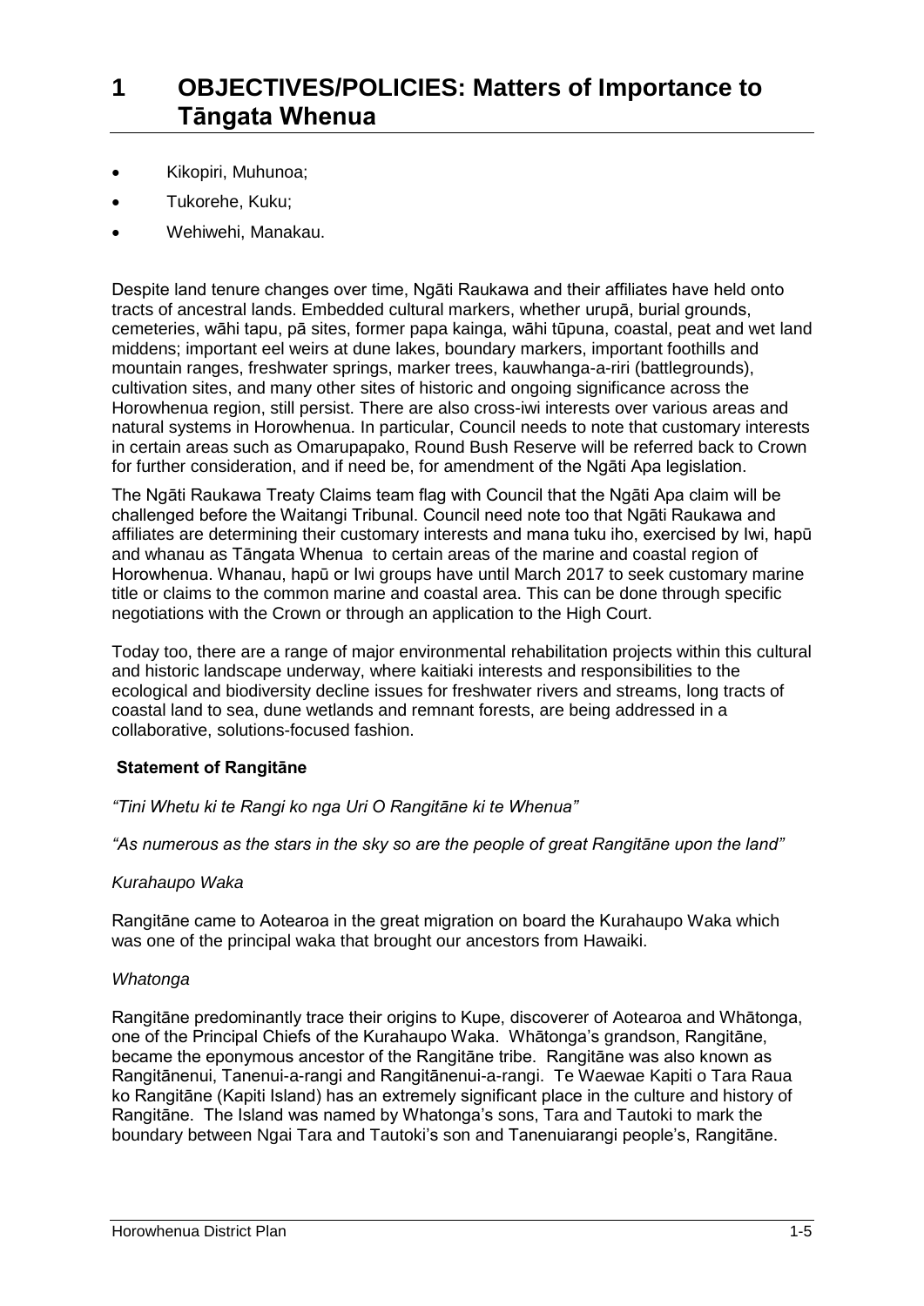# 1 OBJECTIVES/POLICIES: Matters of Importance to Tāngata Whenua

- Kikopiri, Muhunoa;
- Tukorehe, Kuku;
- Wehiwehi, Manakau.

Despite land tenure changes over time, Ngāti Raukawa and their affiliates have held onto tracts of ancestral lands. Embedded cultural markers, whether urupā, burial grounds, cemeteries, wāhi tapu, pā sites, former papa kainga, wāhi tūpuna, coastal, peat and wet land middens; important eel weirs at dune lakes, boundary markers, important foothills and mountain ranges, freshwater springs, marker trees, kauwhanga-a-riri (battlegrounds), cultivation sites, and many other sites of historic and ongoing significance across the Horowhenua region, still persist. There are also cross-iwi interests over various areas and natural systems in Horowhenua. In particular, Council needs to note that customary interests in certain areas such as Omarupapako, Round Bush Reserve will be referred back to Crown for further consideration, and if need be, for amendment of the Ngāti Apa legislation.

The Ngāti Raukawa Treaty Claims team flag with Council that the Ngāti Apa claim will be challenged before the Waitangi Tribunal. Council need note too that Ngāti Raukawa and affiliates are determining their customary interests and mana tuku iho, exercised by Iwi, hapū and whanau as Tāngata Whenua to certain areas of the marine and coastal region of Horowhenua. Whanau, hapū or Iwi groups have until March 2017 to seek customary marine title or claims to the common marine and coastal area. This can be done through specific negotiations with the Crown or through an application to the High Court.

Today too, there are a range of major environmental rehabilitation projects within this cultural and historic landscape underway, where kaitiaki interests and responsibilities to the ecological and biodiversity decline issues for freshwater rivers and streams, long tracts of coastal land to sea, dune wetlands and remnant forests, are being addressed in a collaborative, solutions-focused fashion.

**Statement of Rangitāne**

*"Tini Whetu ki te Rangi ko nga Uri O Rangitāne ki te Whenua"*

*"As numerous as the stars in the sky so are the people of great Rangitāne upon the land"*

*Kurahaupo Waka*

Rangitāne came to Aotearoa in the great migration on board the Kurahaupo Waka which was one of the principal waka that brought our ancestors from Hawaiki.

*Whatonga*

Rangitāne predominantly trace their origins to Kupe, discoverer of Aotearoa and Whātonga, one of the Principal Chiefs of the Kurahaupo Waka. Whātonga's grandson, Rangitāne, became the eponymous ancestor of the Rangitāne tribe. Rangitāne was also known as Rangitānenui, Tanenui-a-rangi and Rangitānenui-a-rangi. Te Waewae Kapiti o Tara Raua ko Rangitāne (Kapiti Island) has an extremely significant place in the culture and history of Rangitāne. The Island was named by Whatonga's sons, Tara and Tautoki to mark the boundary between Ngai Tara and Tautoki's son and Tanenuiarangi people's, Rangitāne.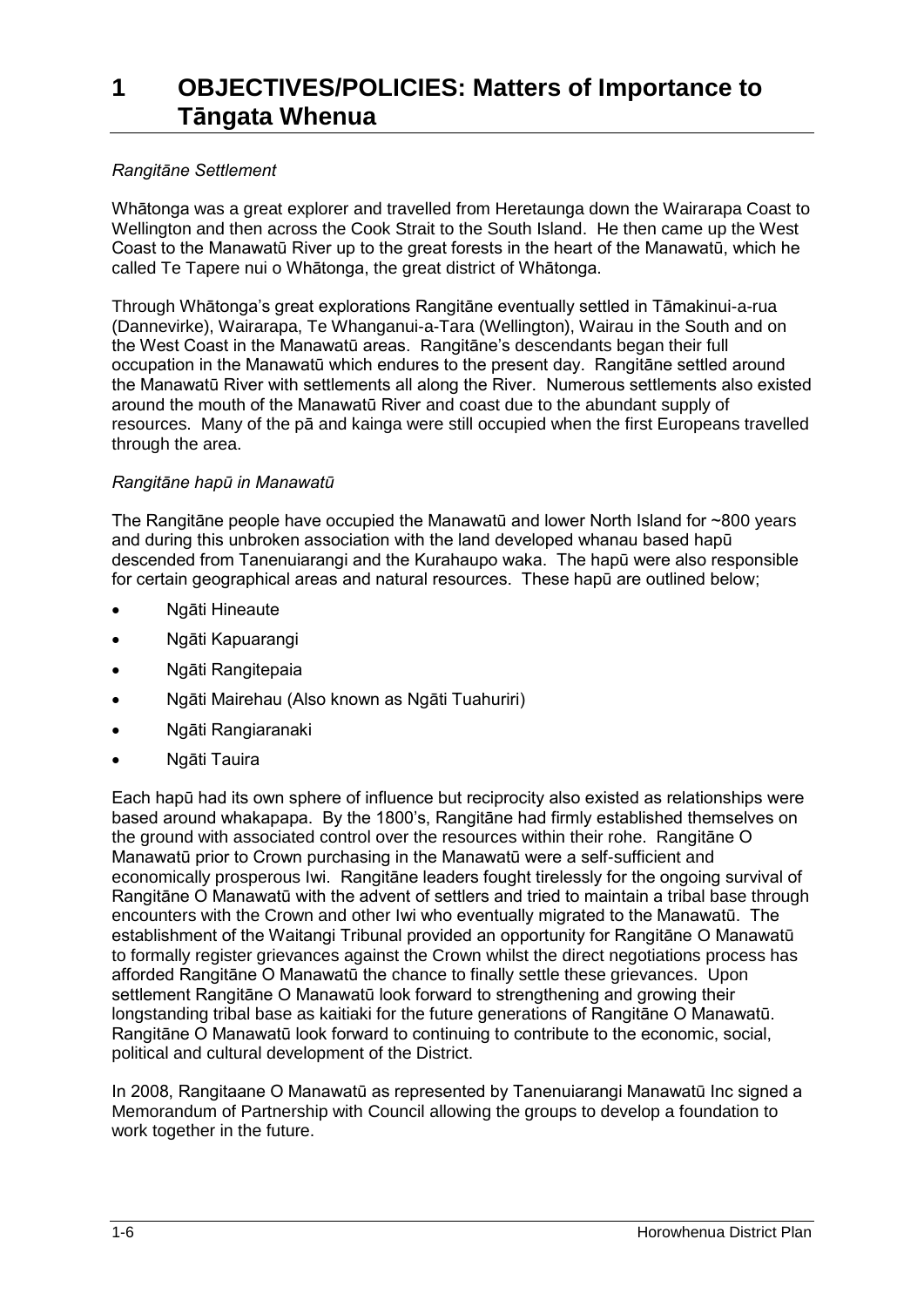# 1 OBJECTIVES/POLICIES: Matters of Importance to Tāngata Whenua

*Rangitāne Settlement*

Whātonga was a great explorer and travelled from Heretaunga down the Wairarapa Coast to Wellington and then across the Cook Strait to the South Island. He then came up the West Coast to the Manawatū River up to the great forests in the heart of the Manawatū, which he called Te Tapere nui o Whātonga, the great district of Whātonga.

Through Whātonga's great explorations Rangitāne eventually settled in Tāmakinui-a-rua (Dannevirke), Wairarapa, Te Whanganui-a-Tara (Wellington), Wairau in the South and on the West Coast in the Manawatū areas. Rangitāne's descendants began their full occupation in the Manawatū which endures to the present day. Rangitāne settled around the Manawatū River with settlements all along the River. Numerous settlements also existed around the mouth of the Manawatū River and coast due to the abundant supply of resources. Many of the pā and kainga were still occupied when the first Europeans travelled through the area.

*Rangitāne hapū in Manawatū*

The Rangitāne people have occupied the Manawatū and lower North Island for ~800 years and during this unbroken association with the land developed whanau based hapū descended from Tanenuiarangi and the Kurahaupo waka. The hapū were also responsible for certain geographical areas and natural resources. These hapū are outlined below;

- Ngāti Hineaute
- Ngāti Kapuarangi
- Ngāti Rangitepaia
- Ngāti Mairehau (Also known as Ngāti Tuahuriri)
- Ngāti Rangiaranaki
- Ngāti Tauira

Each hapū had its own sphere of influence but reciprocity also existed as relationships were based around whakapapa. By the 1800's, Rangitāne had firmly established themselves on the ground with associated control over the resources within their rohe. Rangitāne O Manawatū prior to Crown purchasing in the Manawatū were a self-sufficient and economically prosperous Iwi. Rangitāne leaders fought tirelessly for the ongoing survival of Rangitāne O Manawatū with the advent of settlers and tried to maintain a tribal base through encounters with the Crown and other Iwi who eventually migrated to the Manawatū. The establishment of the Waitangi Tribunal provided an opportunity for Rangitāne O Manawatū to formally register grievances against the Crown whilst the direct negotiations process has afforded Rangitāne O Manawatū the chance to finally settle these grievances. Upon settlement Rangitāne O Manawatū look forward to strengthening and growing their longstanding tribal base as kaitiaki for the future generations of Rangitāne O Manawatū. Rangitāne O Manawatū look forward to continuing to contribute to the economic, social, political and cultural development of the District.

In 2008, Rangitaane O Manawatū as represented by Tanenuiarangi Manawatū Inc signed a Memorandum of Partnership with Council allowing the groups to develop a foundation to work together in the future.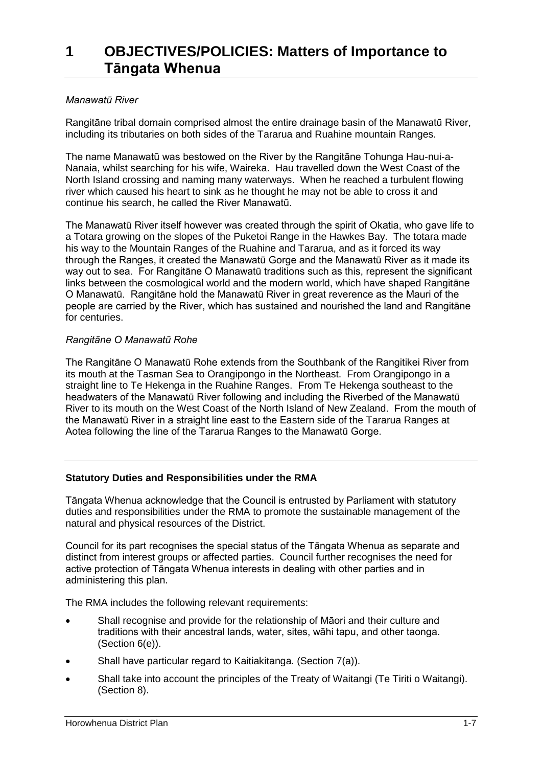# 1 OBJECTIVES/POLICIES: Matters of Importance to Tāngata Whenua

*Manawatū River*

Rangitāne tribal domain comprised almost the entire drainage basin of the Manawatū River, including its tributaries on both sides of the Tararua and Ruahine mountain Ranges.

The name Manawatū was bestowed on the River by the Rangitāne Tohunga Hau-nui-a-Nanaia, whilst searching for his wife, Waireka. Hau travelled down the West Coast of the North Island crossing and naming many waterways. When he reached a turbulent flowing river which caused his heart to sink as he thought he may not be able to cross it and continue his search, he called the River Manawatū.

The Manawatū River itself however was created through the spirit of Okatia, who gave life to a Totara growing on the slopes of the Puketoi Range in the Hawkes Bay. The totara made his way to the Mountain Ranges of the Ruahine and Tararua, and as it forced its way through the Ranges, it created the Manawatū Gorge and the Manawatū River as it made its way out to sea. For Rangitāne O Manawatū traditions such as this, represent the significant links between the cosmological world and the modern world, which have shaped Rangitāne O Manawatū. Rangitāne hold the Manawatū River in great reverence as the Mauri of the people are carried by the River, which has sustained and nourished the land and Rangitāne for centuries.

*Rangitāne O Manawatū Rohe*

The Rangitāne O Manawatū Rohe extends from the Southbank of the Rangitikei River from its mouth at the Tasman Sea to Orangipongo in the Northeast. From Orangipongo in a straight line to Te Hekenga in the Ruahine Ranges. From Te Hekenga southeast to the headwaters of the Manawatū River following and including the Riverbed of the Manawatū River to its mouth on the West Coast of the North Island of New Zealand. From the mouth of the Manawatū River in a straight line east to the Eastern side of the Tararua Ranges at Aotea following the line of the Tararua Ranges to the Manawatū Gorge.

---

**Statutory Duties and Responsibilities under the RMA**

Tāngata Whenua acknowledge that the Council is entrusted by Parliament with statutory duties and responsibilities under the RMA to promote the sustainable management of the natural and physical resources of the District.

Council for its part recognises the special status of the Tāngata Whenua as separate and distinct from interest groups or affected parties. Council further recognises the need for active protection of Tāngata Whenua interests in dealing with other parties and in administering this plan.

The RMA includes the following relevant requirements:

- Shall recognise and provide for the relationship of Māori and their culture and traditions with their ancestral lands, water, sites, wāhi tapu, and other taonga. (Section 6(e)).
- Shall have particular regard to Kaitiakitanga. (Section 7(a)).
- Shall take into account the principles of the Treaty of Waitangi (Te Tiriti o Waitangi). (Section 8).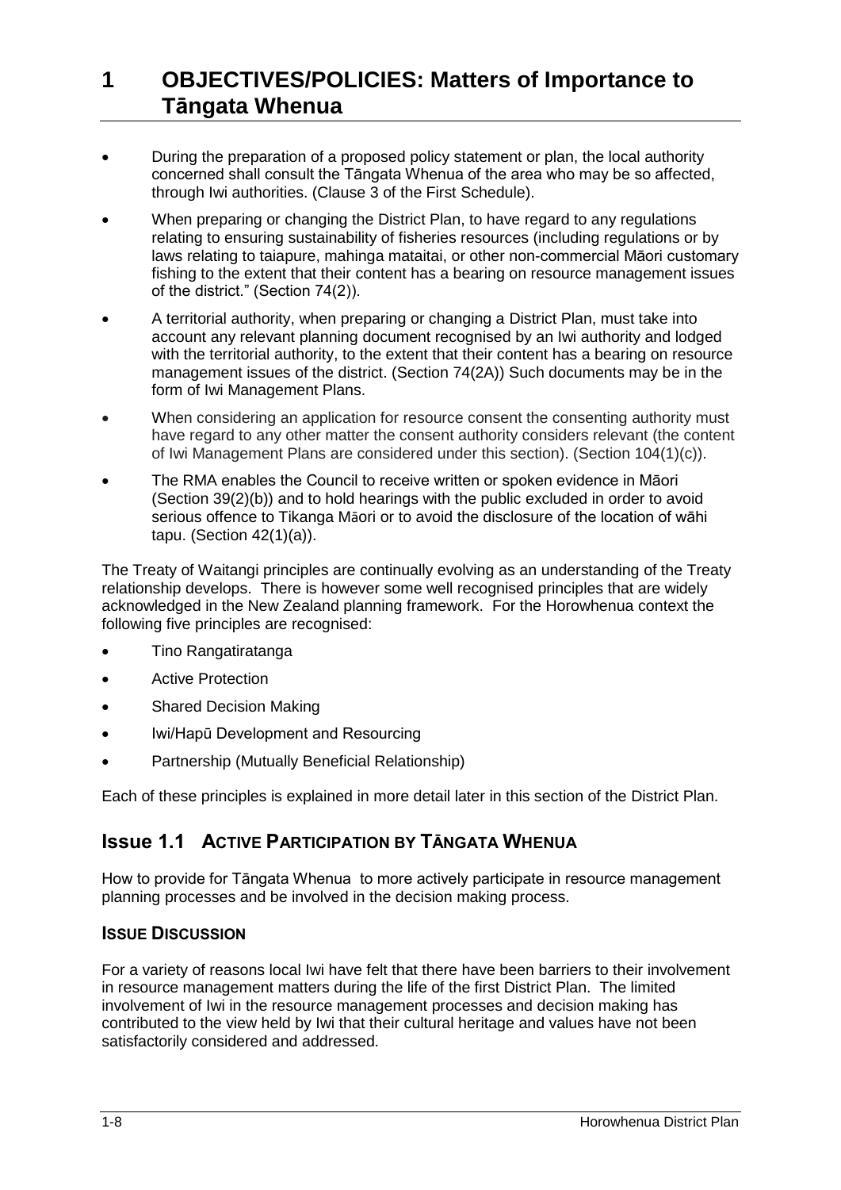# 1 OBJECTIVES/POLICIES: Matters of Importance to Tāngata Whenua

- During the preparation of a proposed policy statement or plan, the local authority concerned shall consult the Tāngata Whenua of the area who may be so affected, through Iwi authorities. (Clause 3 of the First Schedule).
- When preparing or changing the District Plan, to have regard to any regulations relating to ensuring sustainability of fisheries resources (including regulations or by laws relating to taiapure, mahinga mataitai, or other non-commercial Māori customary fishing to the extent that their content has a bearing on resource management issues of the district." (Section 74(2)).
- A territorial authority, when preparing or changing a District Plan, must take into account any relevant planning document recognised by an Iwi authority and lodged with the territorial authority, to the extent that their content has a bearing on resource management issues of the district. (Section 74(2A)) Such documents may be in the form of Iwi Management Plans.
- When considering an application for resource consent the consenting authority must have regard to any other matter the consent authority considers relevant (the content of Iwi Management Plans are considered under this section). (Section 104(1)(c)).
- The RMA enables the Council to receive written or spoken evidence in Māori (Section 39(2)(b)) and to hold hearings with the public excluded in order to avoid serious offence to Tikanga Māori or to avoid the disclosure of the location of wāhi tapu. (Section 42(1)(a)).

The Treaty of Waitangi principles are continually evolving as an understanding of the Treaty relationship develops. There is however some well recognised principles that are widely acknowledged in the New Zealand planning framework. For the Horowhenua context the following five principles are recognised:

- Tino Rangatiratanga
- Active Protection
- Shared Decision Making
- Iwi/Hapū Development and Resourcing
- Partnership (Mutually Beneficial Relationship)

Each of these principles is explained in more detail later in this section of the District Plan.

## Issue 1.1 Active Participation by Tāngata Whenua

How to provide for Tāngata Whenua to more actively participate in resource management planning processes and be involved in the decision making process.

### Issue Discussion

For a variety of reasons local Iwi have felt that there have been barriers to their involvement in resource management matters during the life of the first District Plan. The limited involvement of Iwi in the resource management processes and decision making has contributed to the view held by Iwi that their cultural heritage and values have not been satisfactorily considered and addressed.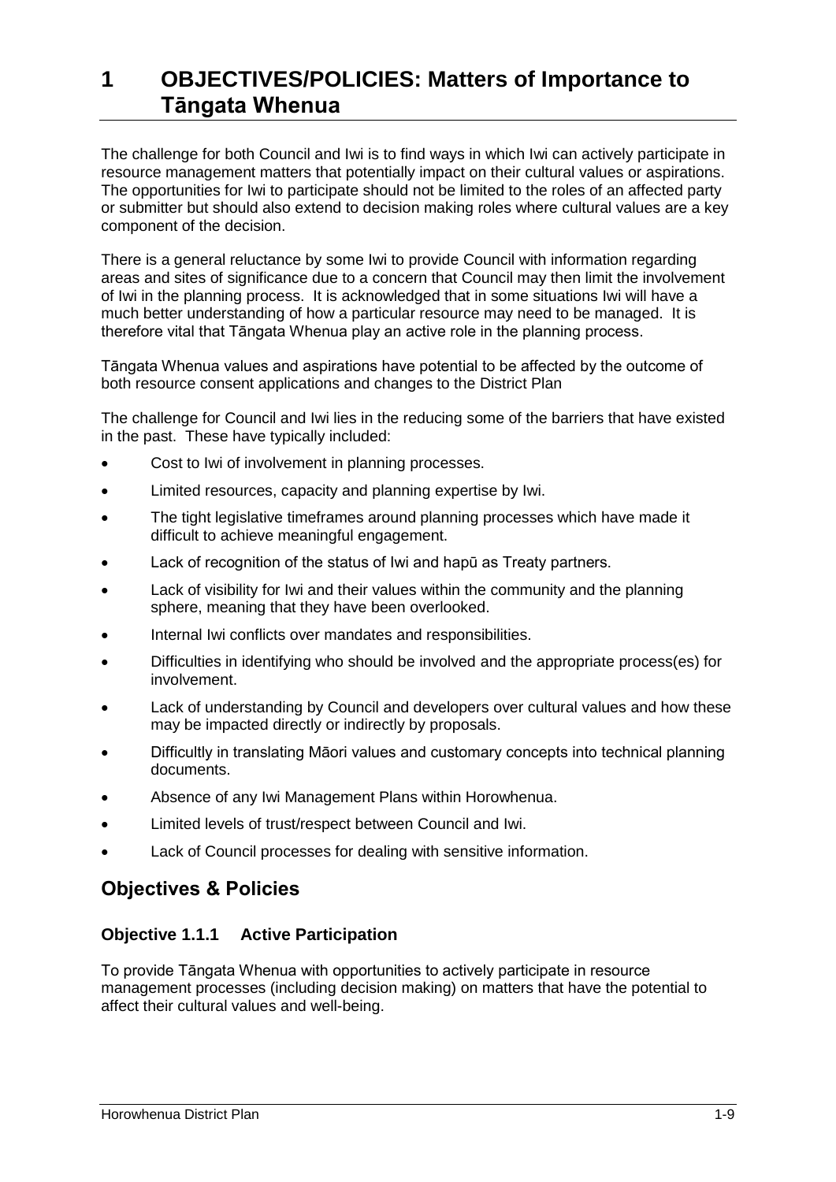# 1 OBJECTIVES/POLICIES: Matters of Importance to Tāngata Whenua

The challenge for both Council and Iwi is to find ways in which Iwi can actively participate in resource management matters that potentially impact on their cultural values or aspirations. The opportunities for Iwi to participate should not be limited to the roles of an affected party or submitter but should also extend to decision making roles where cultural values are a key component of the decision.

There is a general reluctance by some Iwi to provide Council with information regarding areas and sites of significance due to a concern that Council may then limit the involvement of Iwi in the planning process. It is acknowledged that in some situations Iwi will have a much better understanding of how a particular resource may need to be managed. It is therefore vital that Tāngata Whenua play an active role in the planning process.

Tāngata Whenua values and aspirations have potential to be affected by the outcome of both resource consent applications and changes to the District Plan

The challenge for Council and Iwi lies in the reducing some of the barriers that have existed in the past. These have typically included:

- Cost to Iwi of involvement in planning processes.
- Limited resources, capacity and planning expertise by Iwi.
- The tight legislative timeframes around planning processes which have made it difficult to achieve meaningful engagement.
- Lack of recognition of the status of Iwi and hapū as Treaty partners.
- Lack of visibility for Iwi and their values within the community and the planning sphere, meaning that they have been overlooked.
- Internal Iwi conflicts over mandates and responsibilities.
- Difficulties in identifying who should be involved and the appropriate process(es) for involvement.
- Lack of understanding by Council and developers over cultural values and how these may be impacted directly or indirectly by proposals.
- Difficultly in translating Māori values and customary concepts into technical planning documents.
- Absence of any Iwi Management Plans within Horowhenua.
- Limited levels of trust/respect between Council and Iwi.
- Lack of Council processes for dealing with sensitive information.

## Objectives & Policies

### Objective 1.1.1 Active Participation

To provide Tāngata Whenua with opportunities to actively participate in resource management processes (including decision making) on matters that have the potential to affect their cultural values and well-being.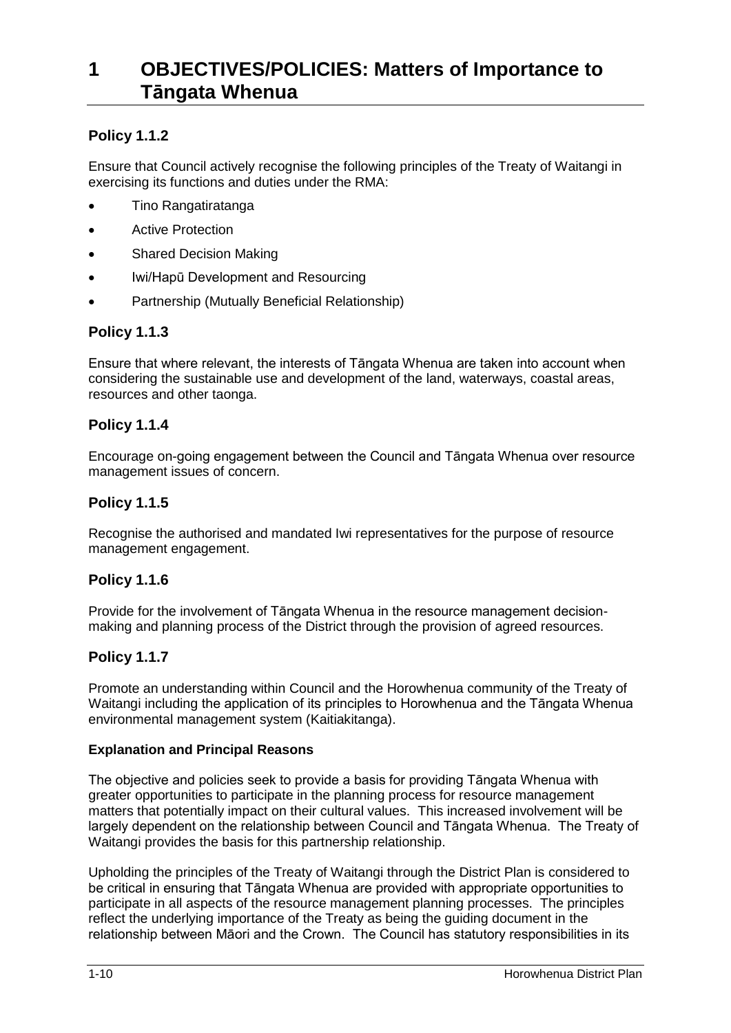# 1 OBJECTIVES/POLICIES: Matters of Importance to Tāngata Whenua

### Policy 1.1.2

Ensure that Council actively recognise the following principles of the Treaty of Waitangi in exercising its functions and duties under the RMA:

- Tino Rangatiratanga
- Active Protection
- Shared Decision Making
- Iwi/Hapū Development and Resourcing
- Partnership (Mutually Beneficial Relationship)

### Policy 1.1.3

Ensure that where relevant, the interests of Tāngata Whenua are taken into account when considering the sustainable use and development of the land, waterways, coastal areas, resources and other taonga.

### Policy 1.1.4

Encourage on-going engagement between the Council and Tāngata Whenua over resource management issues of concern.

### Policy 1.1.5

Recognise the authorised and mandated Iwi representatives for the purpose of resource management engagement.

### Policy 1.1.6

Provide for the involvement of Tāngata Whenua in the resource management decision-making and planning process of the District through the provision of agreed resources.

### Policy 1.1.7

Promote an understanding within Council and the Horowhenua community of the Treaty of Waitangi including the application of its principles to Horowhenua and the Tāngata Whenua environmental management system (Kaitiakitanga).

#### Explanation and Principal Reasons

The objective and policies seek to provide a basis for providing Tāngata Whenua with greater opportunities to participate in the planning process for resource management matters that potentially impact on their cultural values. This increased involvement will be largely dependent on the relationship between Council and Tāngata Whenua. The Treaty of Waitangi provides the basis for this partnership relationship.

Upholding the principles of the Treaty of Waitangi through the District Plan is considered to be critical in ensuring that Tāngata Whenua are provided with appropriate opportunities to participate in all aspects of the resource management planning processes. The principles reflect the underlying importance of the Treaty as being the guiding document in the relationship between Māori and the Crown. The Council has statutory responsibilities in its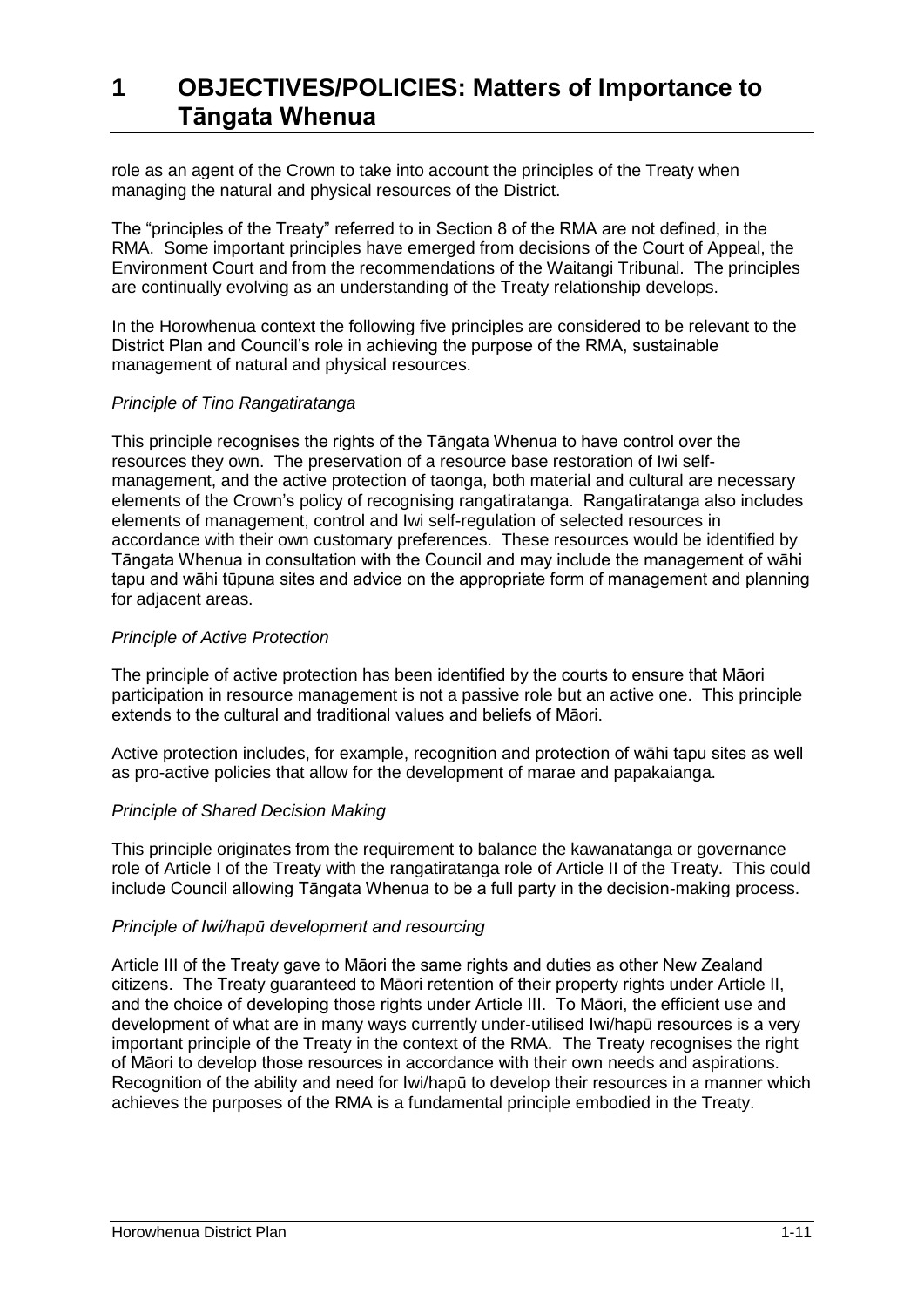role as an agent of the Crown to take into account the principles of the Treaty when managing the natural and physical resources of the District.

The "principles of the Treaty" referred to in Section 8 of the RMA are not defined, in the RMA. Some important principles have emerged from decisions of the Court of Appeal, the Environment Court and from the recommendations of the Waitangi Tribunal. The principles are continually evolving as an understanding of the Treaty relationship develops.

In the Horowhenua context the following five principles are considered to be relevant to the District Plan and Council's role in achieving the purpose of the RMA, sustainable management of natural and physical resources.

*Principle of Tino Rangatiratanga*

This principle recognises the rights of the Tāngata Whenua to have control over the resources they own. The preservation of a resource base restoration of Iwi self-management, and the active protection of taonga, both material and cultural are necessary elements of the Crown's policy of recognising rangatiratanga. Rangatiratanga also includes elements of management, control and Iwi self-regulation of selected resources in accordance with their own customary preferences. These resources would be identified by Tāngata Whenua in consultation with the Council and may include the management of wāhi tapu and wāhi tūpuna sites and advice on the appropriate form of management and planning for adjacent areas.

*Principle of Active Protection*

The principle of active protection has been identified by the courts to ensure that Māori participation in resource management is not a passive role but an active one. This principle extends to the cultural and traditional values and beliefs of Māori.

Active protection includes, for example, recognition and protection of wāhi tapu sites as well as pro-active policies that allow for the development of marae and papakaianga.

*Principle of Shared Decision Making*

This principle originates from the requirement to balance the kawanatanga or governance role of Article I of the Treaty with the rangatiratanga role of Article II of the Treaty. This could include Council allowing Tāngata Whenua to be a full party in the decision-making process.

*Principle of Iwi/hapū development and resourcing*

Article III of the Treaty gave to Māori the same rights and duties as other New Zealand citizens. The Treaty guaranteed to Māori retention of their property rights under Article II, and the choice of developing those rights under Article III. To Māori, the efficient use and development of what are in many ways currently under-utilised Iwi/hapū resources is a very important principle of the Treaty in the context of the RMA. The Treaty recognises the right of Māori to develop those resources in accordance with their own needs and aspirations. Recognition of the ability and need for Iwi/hapū to develop their resources in a manner which achieves the purposes of the RMA is a fundamental principle embodied in the Treaty.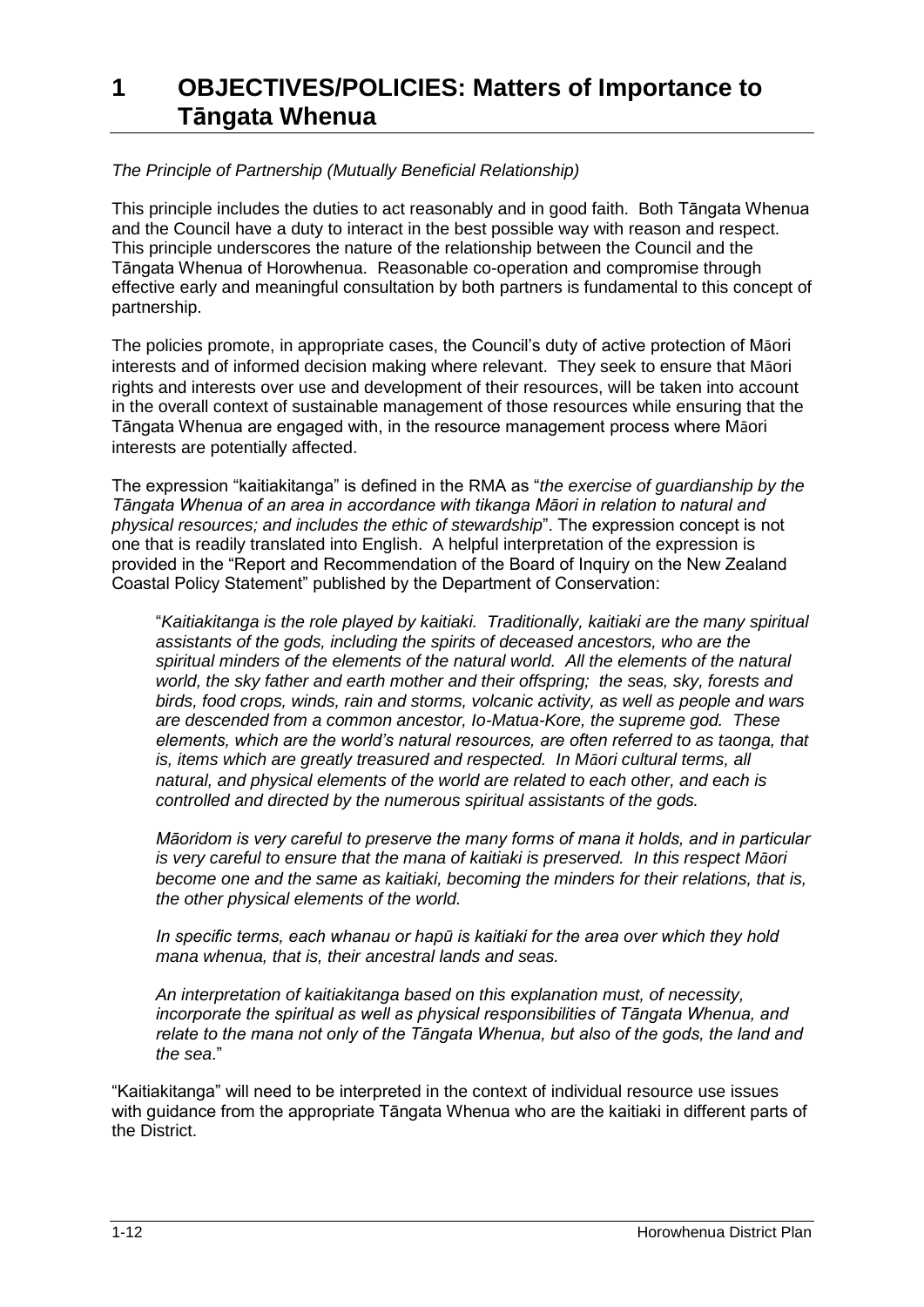# 1 OBJECTIVES/POLICIES: Matters of Importance to Tāngata Whenua

*The Principle of Partnership (Mutually Beneficial Relationship)*

This principle includes the duties to act reasonably and in good faith. Both Tāngata Whenua and the Council have a duty to interact in the best possible way with reason and respect. This principle underscores the nature of the relationship between the Council and the Tāngata Whenua of Horowhenua. Reasonable co-operation and compromise through effective early and meaningful consultation by both partners is fundamental to this concept of partnership.

The policies promote, in appropriate cases, the Council's duty of active protection of Māori interests and of informed decision making where relevant. They seek to ensure that Māori rights and interests over use and development of their resources, will be taken into account in the overall context of sustainable management of those resources while ensuring that the Tāngata Whenua are engaged with, in the resource management process where Māori interests are potentially affected.

The expression "kaitiakitanga" is defined in the RMA as "*the exercise of guardianship by the Tāngata Whenua of an area in accordance with tikanga Māori in relation to natural and physical resources; and includes the ethic of stewardship*". The expression concept is not one that is readily translated into English. A helpful interpretation of the expression is provided in the "Report and Recommendation of the Board of Inquiry on the New Zealand Coastal Policy Statement" published by the Department of Conservation:

> "*Kaitiakitanga is the role played by kaitiaki. Traditionally, kaitiaki are the many spiritual assistants of the gods, including the spirits of deceased ancestors, who are the spiritual minders of the elements of the natural world. All the elements of the natural world, the sky father and earth mother and their offspring; the seas, sky, forests and birds, food crops, winds, rain and storms, volcanic activity, as well as people and wars are descended from a common ancestor, Io-Matua-Kore, the supreme god. These elements, which are the world's natural resources, are often referred to as taonga, that is, items which are greatly treasured and respected. In Māori cultural terms, all natural, and physical elements of the world are related to each other, and each is controlled and directed by the numerous spiritual assistants of the gods.*
>
> *Māoridom is very careful to preserve the many forms of mana it holds, and in particular is very careful to ensure that the mana of kaitiaki is preserved. In this respect Māori become one and the same as kaitiaki, becoming the minders for their relations, that is, the other physical elements of the world.*
>
> *In specific terms, each whanau or hapū is kaitiaki for the area over which they hold mana whenua, that is, their ancestral lands and seas.*
>
> *An interpretation of kaitiakitanga based on this explanation must, of necessity, incorporate the spiritual as well as physical responsibilities of Tāngata Whenua, and relate to the mana not only of the Tāngata Whenua, but also of the gods, the land and the sea*."

"Kaitiakitanga" will need to be interpreted in the context of individual resource use issues with guidance from the appropriate Tāngata Whenua who are the kaitiaki in different parts of the District.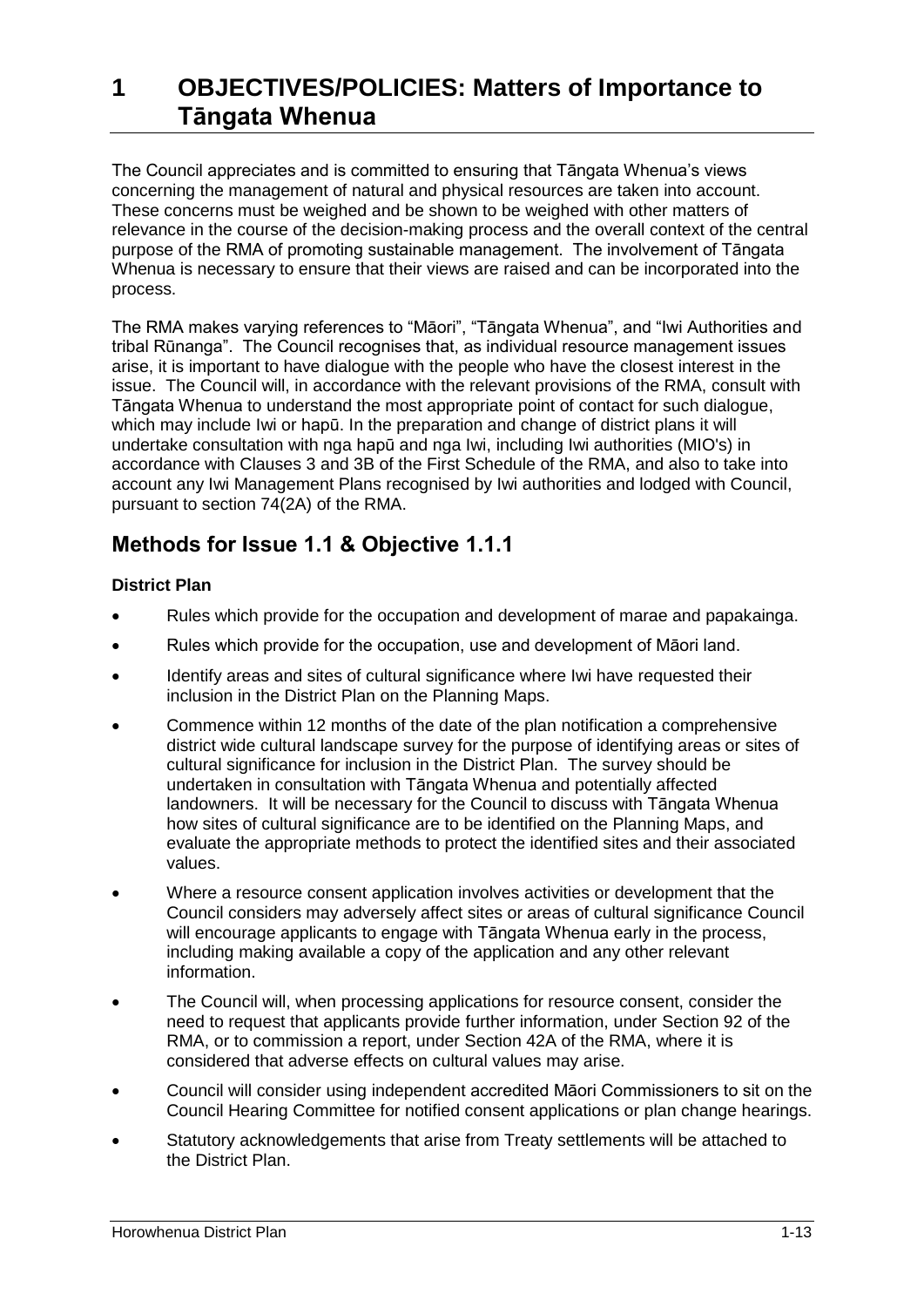# 1 OBJECTIVES/POLICIES: Matters of Importance to Tāngata Whenua

The Council appreciates and is committed to ensuring that Tāngata Whenua's views concerning the management of natural and physical resources are taken into account. These concerns must be weighed and be shown to be weighed with other matters of relevance in the course of the decision-making process and the overall context of the central purpose of the RMA of promoting sustainable management. The involvement of Tāngata Whenua is necessary to ensure that their views are raised and can be incorporated into the process.

The RMA makes varying references to "Māori", "Tāngata Whenua", and "Iwi Authorities and tribal Rūnanga". The Council recognises that, as individual resource management issues arise, it is important to have dialogue with the people who have the closest interest in the issue. The Council will, in accordance with the relevant provisions of the RMA, consult with Tāngata Whenua to understand the most appropriate point of contact for such dialogue, which may include Iwi or hapū. In the preparation and change of district plans it will undertake consultation with nga hapū and nga Iwi, including Iwi authorities (MIO's) in accordance with Clauses 3 and 3B of the First Schedule of the RMA, and also to take into account any Iwi Management Plans recognised by Iwi authorities and lodged with Council, pursuant to section 74(2A) of the RMA.

## Methods for Issue 1.1 & Objective 1.1.1

**District Plan**

- Rules which provide for the occupation and development of marae and papakainga.
- Rules which provide for the occupation, use and development of Māori land.
- Identify areas and sites of cultural significance where Iwi have requested their inclusion in the District Plan on the Planning Maps.
- Commence within 12 months of the date of the plan notification a comprehensive district wide cultural landscape survey for the purpose of identifying areas or sites of cultural significance for inclusion in the District Plan. The survey should be undertaken in consultation with Tāngata Whenua and potentially affected landowners. It will be necessary for the Council to discuss with Tāngata Whenua how sites of cultural significance are to be identified on the Planning Maps, and evaluate the appropriate methods to protect the identified sites and their associated values.
- Where a resource consent application involves activities or development that the Council considers may adversely affect sites or areas of cultural significance Council will encourage applicants to engage with Tāngata Whenua early in the process, including making available a copy of the application and any other relevant information.
- The Council will, when processing applications for resource consent, consider the need to request that applicants provide further information, under Section 92 of the RMA, or to commission a report, under Section 42A of the RMA, where it is considered that adverse effects on cultural values may arise.
- Council will consider using independent accredited Māori Commissioners to sit on the Council Hearing Committee for notified consent applications or plan change hearings.
- Statutory acknowledgements that arise from Treaty settlements will be attached to the District Plan.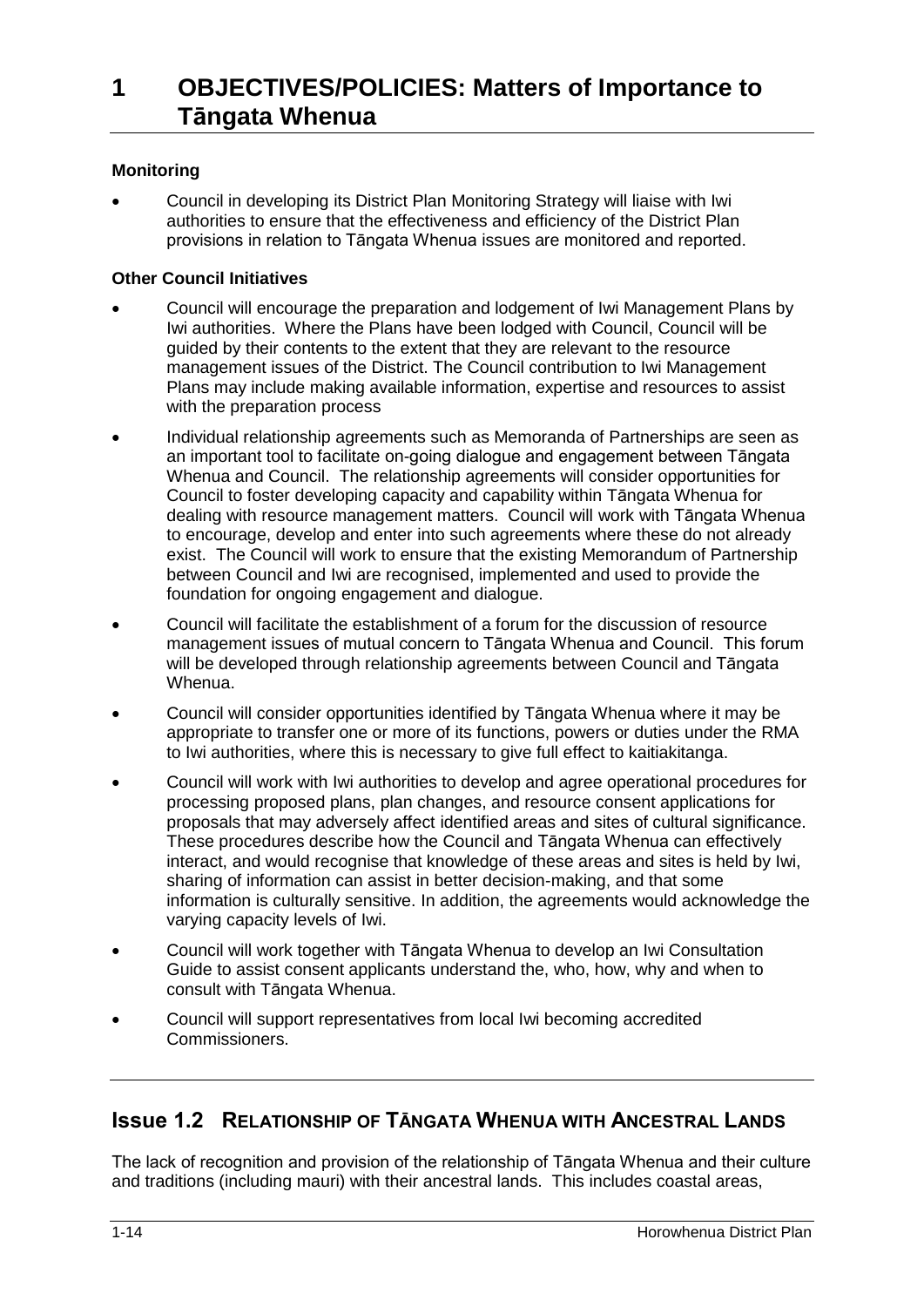# 1 OBJECTIVES/POLICIES: Matters of Importance to Tāngata Whenua

**Monitoring**

- Council in developing its District Plan Monitoring Strategy will liaise with Iwi authorities to ensure that the effectiveness and efficiency of the District Plan provisions in relation to Tāngata Whenua issues are monitored and reported.

**Other Council Initiatives**

- Council will encourage the preparation and lodgement of Iwi Management Plans by Iwi authorities. Where the Plans have been lodged with Council, Council will be guided by their contents to the extent that they are relevant to the resource management issues of the District. The Council contribution to Iwi Management Plans may include making available information, expertise and resources to assist with the preparation process
- Individual relationship agreements such as Memoranda of Partnerships are seen as an important tool to facilitate on-going dialogue and engagement between Tāngata Whenua and Council. The relationship agreements will consider opportunities for Council to foster developing capacity and capability within Tāngata Whenua for dealing with resource management matters. Council will work with Tāngata Whenua to encourage, develop and enter into such agreements where these do not already exist. The Council will work to ensure that the existing Memorandum of Partnership between Council and Iwi are recognised, implemented and used to provide the foundation for ongoing engagement and dialogue.
- Council will facilitate the establishment of a forum for the discussion of resource management issues of mutual concern to Tāngata Whenua and Council. This forum will be developed through relationship agreements between Council and Tāngata Whenua.
- Council will consider opportunities identified by Tāngata Whenua where it may be appropriate to transfer one or more of its functions, powers or duties under the RMA to Iwi authorities, where this is necessary to give full effect to kaitiakitanga.
- Council will work with Iwi authorities to develop and agree operational procedures for processing proposed plans, plan changes, and resource consent applications for proposals that may adversely affect identified areas and sites of cultural significance. These procedures describe how the Council and Tāngata Whenua can effectively interact, and would recognise that knowledge of these areas and sites is held by Iwi, sharing of information can assist in better decision-making, and that some information is culturally sensitive. In addition, the agreements would acknowledge the varying capacity levels of Iwi.
- Council will work together with Tāngata Whenua to develop an Iwi Consultation Guide to assist consent applicants understand the, who, how, why and when to consult with Tāngata Whenua.
- Council will support representatives from local Iwi becoming accredited Commissioners.

## Issue 1.2 Relationship of Tāngata Whenua with Ancestral Lands

The lack of recognition and provision of the relationship of Tāngata Whenua and their culture and traditions (including mauri) with their ancestral lands. This includes coastal areas,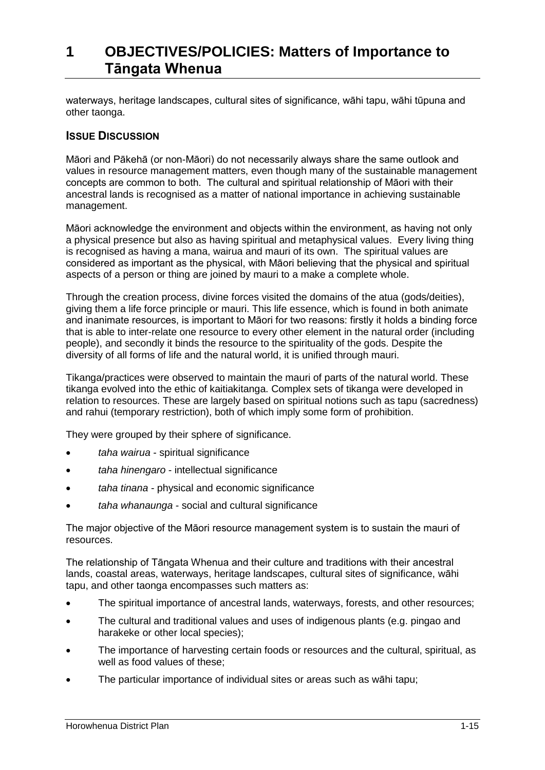waterways, heritage landscapes, cultural sites of significance, wāhi tapu, wāhi tūpuna and other taonga.

### ISSUE DISCUSSION

Māori and Pākehā (or non-Māori) do not necessarily always share the same outlook and values in resource management matters, even though many of the sustainable management concepts are common to both. The cultural and spiritual relationship of Māori with their ancestral lands is recognised as a matter of national importance in achieving sustainable management.

Māori acknowledge the environment and objects within the environment, as having not only a physical presence but also as having spiritual and metaphysical values. Every living thing is recognised as having a mana, wairua and mauri of its own. The spiritual values are considered as important as the physical, with Māori believing that the physical and spiritual aspects of a person or thing are joined by mauri to a make a complete whole.

Through the creation process, divine forces visited the domains of the atua (gods/deities), giving them a life force principle or mauri. This life essence, which is found in both animate and inanimate resources, is important to Māori for two reasons: firstly it holds a binding force that is able to inter-relate one resource to every other element in the natural order (including people), and secondly it binds the resource to the spirituality of the gods. Despite the diversity of all forms of life and the natural world, it is unified through mauri.

Tikanga/practices were observed to maintain the mauri of parts of the natural world. These tikanga evolved into the ethic of kaitiakitanga. Complex sets of tikanga were developed in relation to resources. These are largely based on spiritual notions such as tapu (sacredness) and rahui (temporary restriction), both of which imply some form of prohibition.

They were grouped by their sphere of significance.

- *taha wairua* - spiritual significance
- *taha hinengaro* - intellectual significance
- *taha tinana* - physical and economic significance
- *taha whanaunga* - social and cultural significance

The major objective of the Māori resource management system is to sustain the mauri of resources.

The relationship of Tāngata Whenua and their culture and traditions with their ancestral lands, coastal areas, waterways, heritage landscapes, cultural sites of significance, wāhi tapu, and other taonga encompasses such matters as:

- The spiritual importance of ancestral lands, waterways, forests, and other resources;
- The cultural and traditional values and uses of indigenous plants (e.g. pingao and harakeke or other local species);
- The importance of harvesting certain foods or resources and the cultural, spiritual, as well as food values of these;
- The particular importance of individual sites or areas such as wāhi tapu;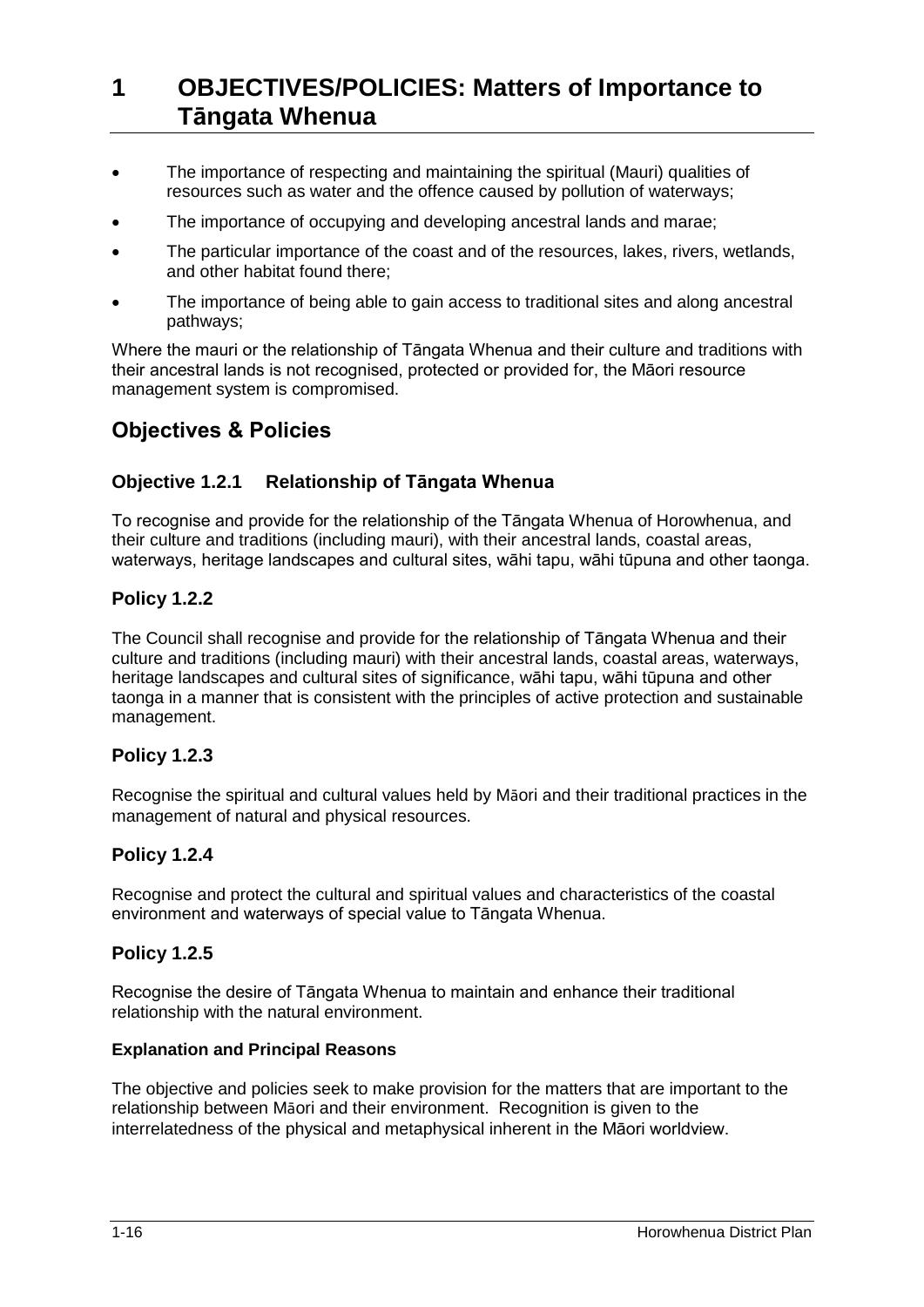# 1 OBJECTIVES/POLICIES: Matters of Importance to Tāngata Whenua

- The importance of respecting and maintaining the spiritual (Mauri) qualities of resources such as water and the offence caused by pollution of waterways;
- The importance of occupying and developing ancestral lands and marae;
- The particular importance of the coast and of the resources, lakes, rivers, wetlands, and other habitat found there;
- The importance of being able to gain access to traditional sites and along ancestral pathways;

Where the mauri or the relationship of Tāngata Whenua and their culture and traditions with their ancestral lands is not recognised, protected or provided for, the Māori resource management system is compromised.

## Objectives & Policies

### Objective 1.2.1 Relationship of Tāngata Whenua

To recognise and provide for the relationship of the Tāngata Whenua of Horowhenua, and their culture and traditions (including mauri), with their ancestral lands, coastal areas, waterways, heritage landscapes and cultural sites, wāhi tapu, wāhi tūpuna and other taonga.

### Policy 1.2.2

The Council shall recognise and provide for the relationship of Tāngata Whenua and their culture and traditions (including mauri) with their ancestral lands, coastal areas, waterways, heritage landscapes and cultural sites of significance, wāhi tapu, wāhi tūpuna and other taonga in a manner that is consistent with the principles of active protection and sustainable management.

### Policy 1.2.3

Recognise the spiritual and cultural values held by Māori and their traditional practices in the management of natural and physical resources.

### Policy 1.2.4

Recognise and protect the cultural and spiritual values and characteristics of the coastal environment and waterways of special value to Tāngata Whenua.

### Policy 1.2.5

Recognise the desire of Tāngata Whenua to maintain and enhance their traditional relationship with the natural environment.

#### Explanation and Principal Reasons

The objective and policies seek to make provision for the matters that are important to the relationship between Māori and their environment. Recognition is given to the interrelatedness of the physical and metaphysical inherent in the Māori worldview.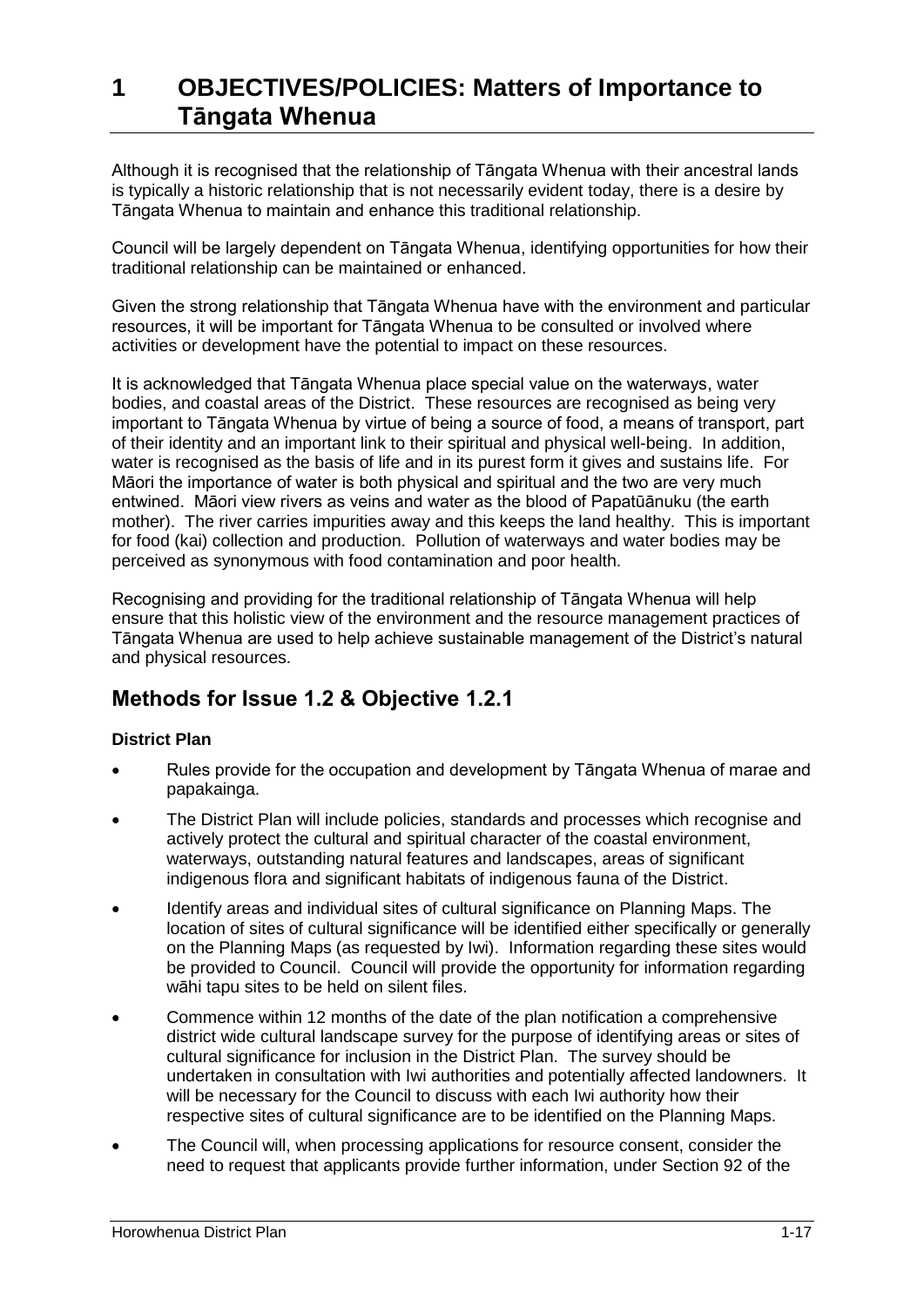# 1 OBJECTIVES/POLICIES: Matters of Importance to Tāngata Whenua

Although it is recognised that the relationship of Tāngata Whenua with their ancestral lands is typically a historic relationship that is not necessarily evident today, there is a desire by Tāngata Whenua to maintain and enhance this traditional relationship.

Council will be largely dependent on Tāngata Whenua, identifying opportunities for how their traditional relationship can be maintained or enhanced.

Given the strong relationship that Tāngata Whenua have with the environment and particular resources, it will be important for Tāngata Whenua to be consulted or involved where activities or development have the potential to impact on these resources.

It is acknowledged that Tāngata Whenua place special value on the waterways, water bodies, and coastal areas of the District. These resources are recognised as being very important to Tāngata Whenua by virtue of being a source of food, a means of transport, part of their identity and an important link to their spiritual and physical well-being. In addition, water is recognised as the basis of life and in its purest form it gives and sustains life. For Māori the importance of water is both physical and spiritual and the two are very much entwined. Māori view rivers as veins and water as the blood of Papatūānuku (the earth mother). The river carries impurities away and this keeps the land healthy. This is important for food (kai) collection and production. Pollution of waterways and water bodies may be perceived as synonymous with food contamination and poor health.

Recognising and providing for the traditional relationship of Tāngata Whenua will help ensure that this holistic view of the environment and the resource management practices of Tāngata Whenua are used to help achieve sustainable management of the District's natural and physical resources.

## Methods for Issue 1.2 & Objective 1.2.1

**District Plan**

- Rules provide for the occupation and development by Tāngata Whenua of marae and papakainga.
- The District Plan will include policies, standards and processes which recognise and actively protect the cultural and spiritual character of the coastal environment, waterways, outstanding natural features and landscapes, areas of significant indigenous flora and significant habitats of indigenous fauna of the District.
- Identify areas and individual sites of cultural significance on Planning Maps. The location of sites of cultural significance will be identified either specifically or generally on the Planning Maps (as requested by Iwi). Information regarding these sites would be provided to Council. Council will provide the opportunity for information regarding wāhi tapu sites to be held on silent files.
- Commence within 12 months of the date of the plan notification a comprehensive district wide cultural landscape survey for the purpose of identifying areas or sites of cultural significance for inclusion in the District Plan. The survey should be undertaken in consultation with Iwi authorities and potentially affected landowners. It will be necessary for the Council to discuss with each Iwi authority how their respective sites of cultural significance are to be identified on the Planning Maps.
- The Council will, when processing applications for resource consent, consider the need to request that applicants provide further information, under Section 92 of the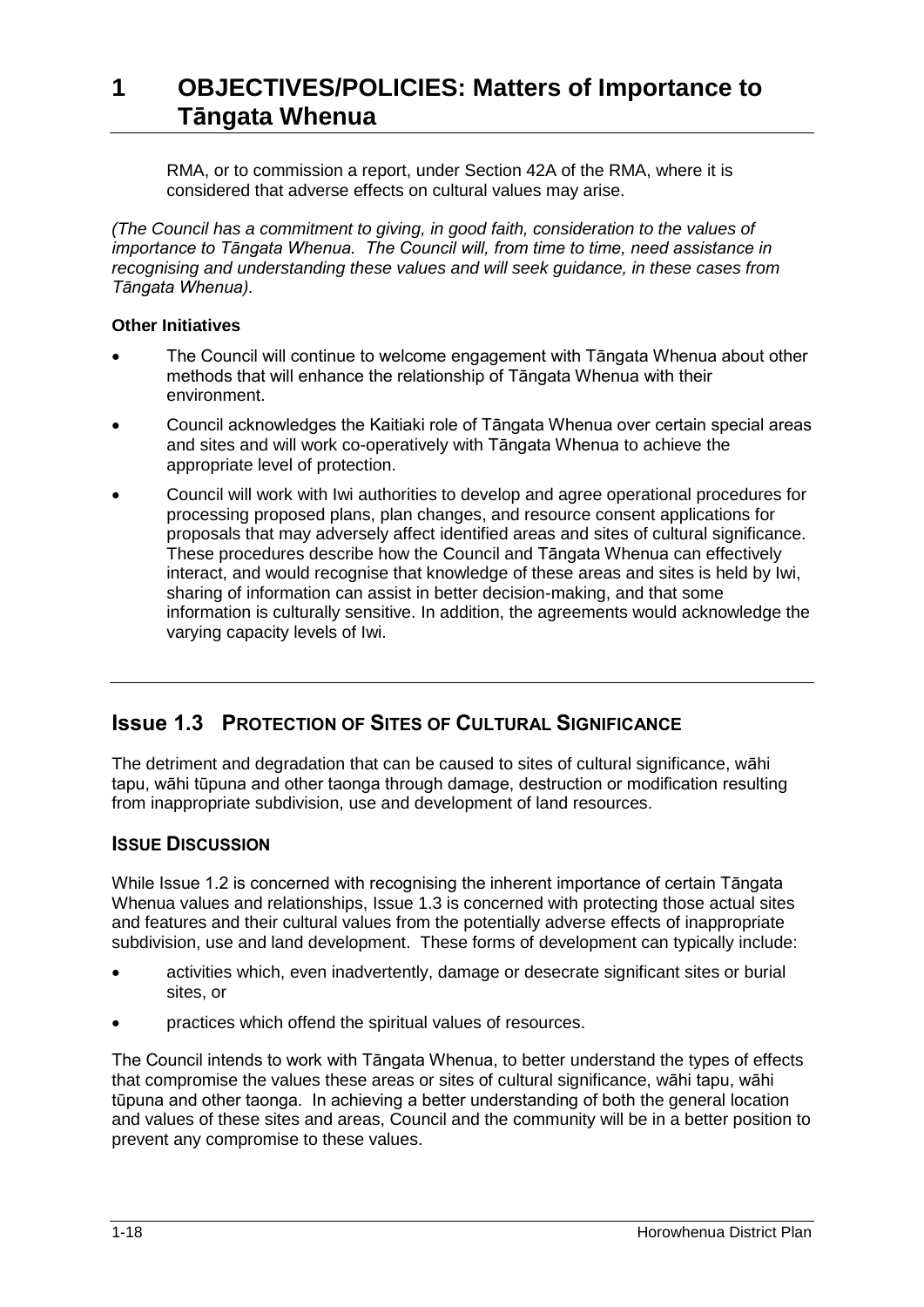RMA, or to commission a report, under Section 42A of the RMA, where it is considered that adverse effects on cultural values may arise.

*(The Council has a commitment to giving, in good faith, consideration to the values of importance to Tāngata Whenua. The Council will, from time to time, need assistance in recognising and understanding these values and will seek guidance, in these cases from Tāngata Whenua).*

**Other Initiatives**

- The Council will continue to welcome engagement with Tāngata Whenua about other methods that will enhance the relationship of Tāngata Whenua with their environment.
- Council acknowledges the Kaitiaki role of Tāngata Whenua over certain special areas and sites and will work co-operatively with Tāngata Whenua to achieve the appropriate level of protection.
- Council will work with Iwi authorities to develop and agree operational procedures for processing proposed plans, plan changes, and resource consent applications for proposals that may adversely affect identified areas and sites of cultural significance. These procedures describe how the Council and Tāngata Whenua can effectively interact, and would recognise that knowledge of these areas and sites is held by Iwi, sharing of information can assist in better decision-making, and that some information is culturally sensitive. In addition, the agreements would acknowledge the varying capacity levels of Iwi.

## Issue 1.3 PROTECTION OF SITES OF CULTURAL SIGNIFICANCE

The detriment and degradation that can be caused to sites of cultural significance, wāhi tapu, wāhi tūpuna and other taonga through damage, destruction or modification resulting from inappropriate subdivision, use and development of land resources.

### ISSUE DISCUSSION

While Issue 1.2 is concerned with recognising the inherent importance of certain Tāngata Whenua values and relationships, Issue 1.3 is concerned with protecting those actual sites and features and their cultural values from the potentially adverse effects of inappropriate subdivision, use and land development. These forms of development can typically include:

- activities which, even inadvertently, damage or desecrate significant sites or burial sites, or
- practices which offend the spiritual values of resources.

The Council intends to work with Tāngata Whenua, to better understand the types of effects that compromise the values these areas or sites of cultural significance, wāhi tapu, wāhi tūpuna and other taonga. In achieving a better understanding of both the general location and values of these sites and areas, Council and the community will be in a better position to prevent any compromise to these values.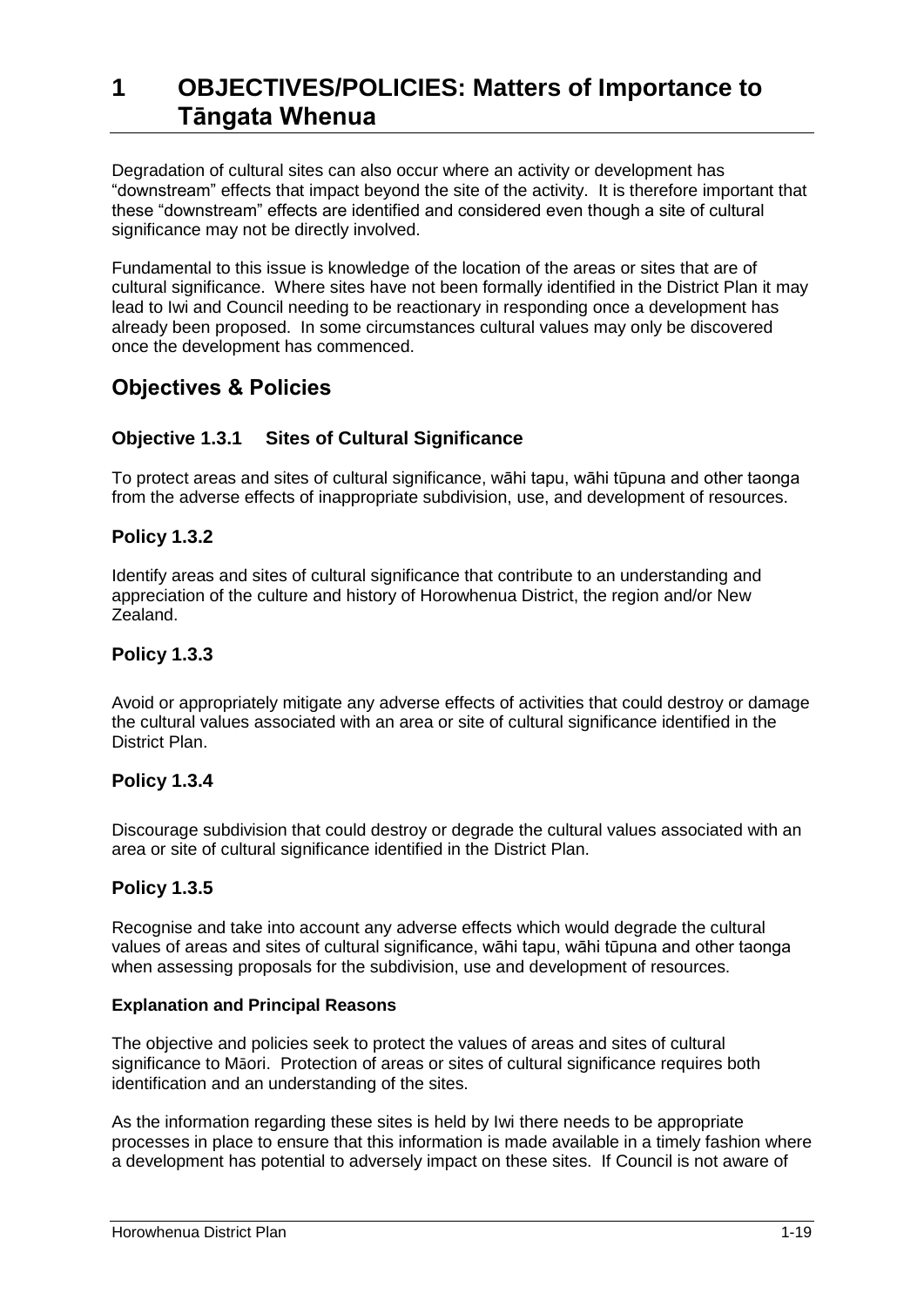# 1 OBJECTIVES/POLICIES: Matters of Importance to Tāngata Whenua

Degradation of cultural sites can also occur where an activity or development has "downstream" effects that impact beyond the site of the activity. It is therefore important that these "downstream" effects are identified and considered even though a site of cultural significance may not be directly involved.

Fundamental to this issue is knowledge of the location of the areas or sites that are of cultural significance. Where sites have not been formally identified in the District Plan it may lead to Iwi and Council needing to be reactionary in responding once a development has already been proposed. In some circumstances cultural values may only be discovered once the development has commenced.

## Objectives & Policies

### Objective 1.3.1 Sites of Cultural Significance

To protect areas and sites of cultural significance, wāhi tapu, wāhi tūpuna and other taonga from the adverse effects of inappropriate subdivision, use, and development of resources.

### Policy 1.3.2

Identify areas and sites of cultural significance that contribute to an understanding and appreciation of the culture and history of Horowhenua District, the region and/or New Zealand.

### Policy 1.3.3

Avoid or appropriately mitigate any adverse effects of activities that could destroy or damage the cultural values associated with an area or site of cultural significance identified in the District Plan.

### Policy 1.3.4

Discourage subdivision that could destroy or degrade the cultural values associated with an area or site of cultural significance identified in the District Plan.

### Policy 1.3.5

Recognise and take into account any adverse effects which would degrade the cultural values of areas and sites of cultural significance, wāhi tapu, wāhi tūpuna and other taonga when assessing proposals for the subdivision, use and development of resources.

#### Explanation and Principal Reasons

The objective and policies seek to protect the values of areas and sites of cultural significance to Māori. Protection of areas or sites of cultural significance requires both identification and an understanding of the sites.

As the information regarding these sites is held by Iwi there needs to be appropriate processes in place to ensure that this information is made available in a timely fashion where a development has potential to adversely impact on these sites. If Council is not aware of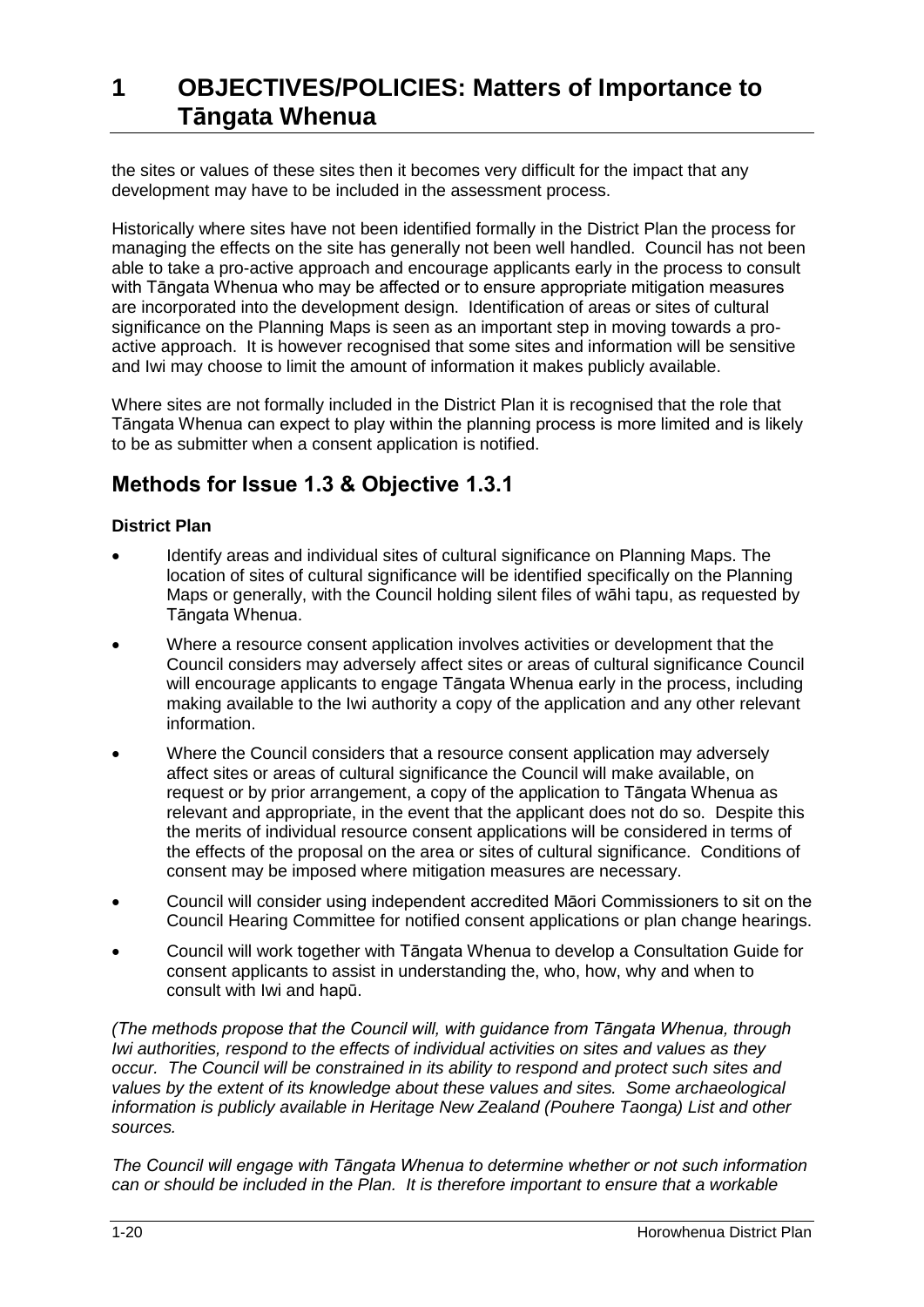the sites or values of these sites then it becomes very difficult for the impact that any development may have to be included in the assessment process.

Historically where sites have not been identified formally in the District Plan the process for managing the effects on the site has generally not been well handled. Council has not been able to take a pro-active approach and encourage applicants early in the process to consult with Tāngata Whenua who may be affected or to ensure appropriate mitigation measures are incorporated into the development design. Identification of areas or sites of cultural significance on the Planning Maps is seen as an important step in moving towards a pro-active approach. It is however recognised that some sites and information will be sensitive and Iwi may choose to limit the amount of information it makes publicly available.

Where sites are not formally included in the District Plan it is recognised that the role that Tāngata Whenua can expect to play within the planning process is more limited and is likely to be as submitter when a consent application is notified.

## Methods for Issue 1.3 & Objective 1.3.1

**District Plan**

- Identify areas and individual sites of cultural significance on Planning Maps. The location of sites of cultural significance will be identified specifically on the Planning Maps or generally, with the Council holding silent files of wāhi tapu, as requested by Tāngata Whenua.
- Where a resource consent application involves activities or development that the Council considers may adversely affect sites or areas of cultural significance Council will encourage applicants to engage Tāngata Whenua early in the process, including making available to the Iwi authority a copy of the application and any other relevant information.
- Where the Council considers that a resource consent application may adversely affect sites or areas of cultural significance the Council will make available, on request or by prior arrangement, a copy of the application to Tāngata Whenua as relevant and appropriate, in the event that the applicant does not do so. Despite this the merits of individual resource consent applications will be considered in terms of the effects of the proposal on the area or sites of cultural significance. Conditions of consent may be imposed where mitigation measures are necessary.
- Council will consider using independent accredited Māori Commissioners to sit on the Council Hearing Committee for notified consent applications or plan change hearings.
- Council will work together with Tāngata Whenua to develop a Consultation Guide for consent applicants to assist in understanding the, who, how, why and when to consult with Iwi and hapū.

*(The methods propose that the Council will, with guidance from Tāngata Whenua, through Iwi authorities, respond to the effects of individual activities on sites and values as they occur. The Council will be constrained in its ability to respond and protect such sites and values by the extent of its knowledge about these values and sites. Some archaeological information is publicly available in Heritage New Zealand (Pouhere Taonga) List and other sources.*

*The Council will engage with Tāngata Whenua to determine whether or not such information can or should be included in the Plan. It is therefore important to ensure that a workable*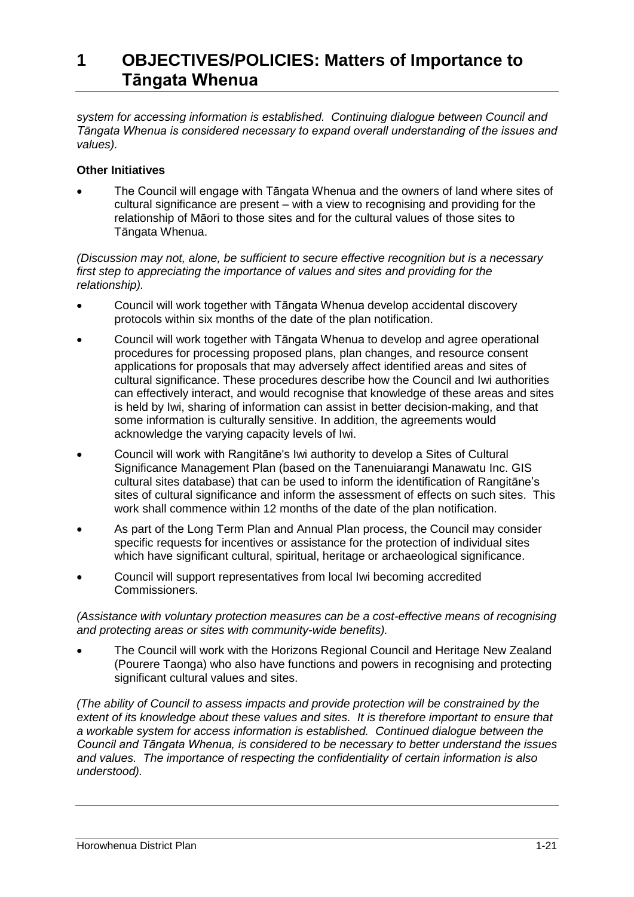*system for accessing information is established. Continuing dialogue between Council and Tāngata Whenua is considered necessary to expand overall understanding of the issues and values).*

**Other Initiatives**

- The Council will engage with Tāngata Whenua and the owners of land where sites of cultural significance are present – with a view to recognising and providing for the relationship of Māori to those sites and for the cultural values of those sites to Tāngata Whenua.

*(Discussion may not, alone, be sufficient to secure effective recognition but is a necessary first step to appreciating the importance of values and sites and providing for the relationship).*

- Council will work together with Tāngata Whenua develop accidental discovery protocols within six months of the date of the plan notification.
- Council will work together with Tāngata Whenua to develop and agree operational procedures for processing proposed plans, plan changes, and resource consent applications for proposals that may adversely affect identified areas and sites of cultural significance. These procedures describe how the Council and Iwi authorities can effectively interact, and would recognise that knowledge of these areas and sites is held by Iwi, sharing of information can assist in better decision-making, and that some information is culturally sensitive. In addition, the agreements would acknowledge the varying capacity levels of Iwi.
- Council will work with Rangitāne's Iwi authority to develop a Sites of Cultural Significance Management Plan (based on the Tanenuiarangi Manawatu Inc. GIS cultural sites database) that can be used to inform the identification of Rangitāne's sites of cultural significance and inform the assessment of effects on such sites. This work shall commence within 12 months of the date of the plan notification.
- As part of the Long Term Plan and Annual Plan process, the Council may consider specific requests for incentives or assistance for the protection of individual sites which have significant cultural, spiritual, heritage or archaeological significance.
- Council will support representatives from local Iwi becoming accredited Commissioners.

*(Assistance with voluntary protection measures can be a cost-effective means of recognising and protecting areas or sites with community-wide benefits).*

- The Council will work with the Horizons Regional Council and Heritage New Zealand (Pourere Taonga) who also have functions and powers in recognising and protecting significant cultural values and sites.

*(The ability of Council to assess impacts and provide protection will be constrained by the extent of its knowledge about these values and sites. It is therefore important to ensure that a workable system for access information is established. Continued dialogue between the Council and Tāngata Whenua, is considered to be necessary to better understand the issues and values. The importance of respecting the confidentiality of certain information is also understood).*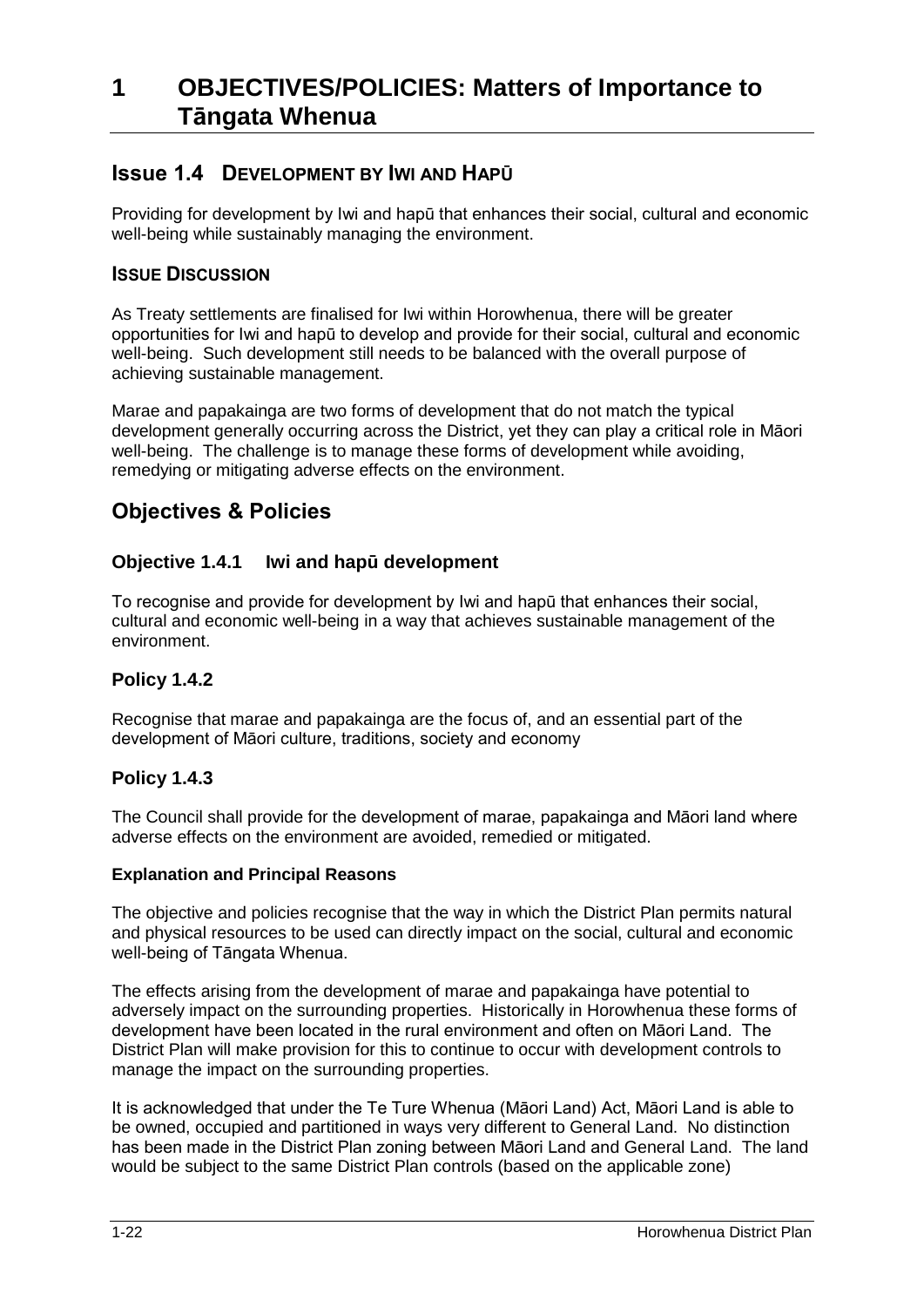# 1 OBJECTIVES/POLICIES: Matters of Importance to Tāngata Whenua

## Issue 1.4 DEVELOPMENT BY IWI AND HAPŪ

Providing for development by Iwi and hapū that enhances their social, cultural and economic well-being while sustainably managing the environment.

### ISSUE DISCUSSION

As Treaty settlements are finalised for Iwi within Horowhenua, there will be greater opportunities for Iwi and hapū to develop and provide for their social, cultural and economic well-being. Such development still needs to be balanced with the overall purpose of achieving sustainable management.

Marae and papakainga are two forms of development that do not match the typical development generally occurring across the District, yet they can play a critical role in Māori well-being. The challenge is to manage these forms of development while avoiding, remedying or mitigating adverse effects on the environment.

## Objectives & Policies

### Objective 1.4.1 Iwi and hapū development

To recognise and provide for development by Iwi and hapū that enhances their social, cultural and economic well-being in a way that achieves sustainable management of the environment.

### Policy 1.4.2

Recognise that marae and papakainga are the focus of, and an essential part of the development of Māori culture, traditions, society and economy

### Policy 1.4.3

The Council shall provide for the development of marae, papakainga and Māori land where adverse effects on the environment are avoided, remedied or mitigated.

#### Explanation and Principal Reasons

The objective and policies recognise that the way in which the District Plan permits natural and physical resources to be used can directly impact on the social, cultural and economic well-being of Tāngata Whenua.

The effects arising from the development of marae and papakainga have potential to adversely impact on the surrounding properties. Historically in Horowhenua these forms of development have been located in the rural environment and often on Māori Land. The District Plan will make provision for this to continue to occur with development controls to manage the impact on the surrounding properties.

It is acknowledged that under the Te Ture Whenua (Māori Land) Act, Māori Land is able to be owned, occupied and partitioned in ways very different to General Land. No distinction has been made in the District Plan zoning between Māori Land and General Land. The land would be subject to the same District Plan controls (based on the applicable zone)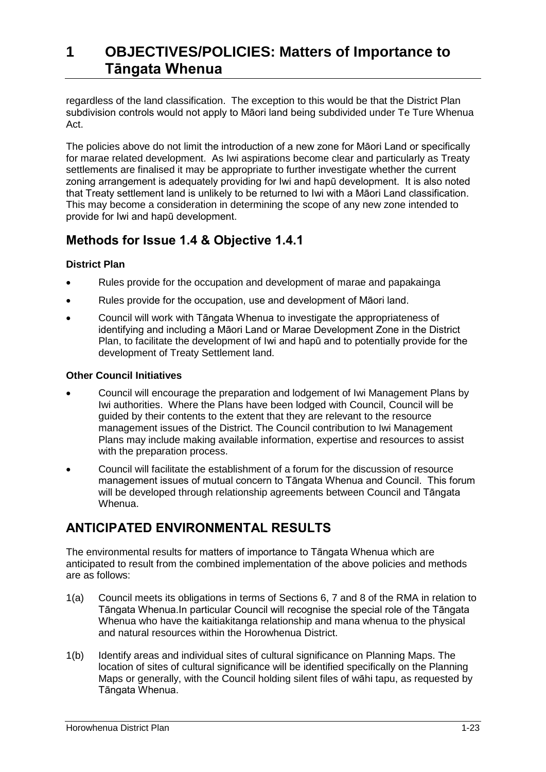regardless of the land classification. The exception to this would be that the District Plan subdivision controls would not apply to Māori land being subdivided under Te Ture Whenua Act.

The policies above do not limit the introduction of a new zone for Māori Land or specifically for marae related development. As Iwi aspirations become clear and particularly as Treaty settlements are finalised it may be appropriate to further investigate whether the current zoning arrangement is adequately providing for Iwi and hapū development. It is also noted that Treaty settlement land is unlikely to be returned to Iwi with a Māori Land classification. This may become a consideration in determining the scope of any new zone intended to provide for Iwi and hapū development.

## Methods for Issue 1.4 & Objective 1.4.1

**District Plan**

- Rules provide for the occupation and development of marae and papakainga
- Rules provide for the occupation, use and development of Māori land.
- Council will work with Tāngata Whenua to investigate the appropriateness of identifying and including a Māori Land or Marae Development Zone in the District Plan, to facilitate the development of Iwi and hapū and to potentially provide for the development of Treaty Settlement land.

**Other Council Initiatives**

- Council will encourage the preparation and lodgement of Iwi Management Plans by Iwi authorities. Where the Plans have been lodged with Council, Council will be guided by their contents to the extent that they are relevant to the resource management issues of the District. The Council contribution to Iwi Management Plans may include making available information, expertise and resources to assist with the preparation process.
- Council will facilitate the establishment of a forum for the discussion of resource management issues of mutual concern to Tāngata Whenua and Council. This forum will be developed through relationship agreements between Council and Tāngata Whenua.

## ANTICIPATED ENVIRONMENTAL RESULTS

The environmental results for matters of importance to Tāngata Whenua which are anticipated to result from the combined implementation of the above policies and methods are as follows:

1(a) Council meets its obligations in terms of Sections 6, 7 and 8 of the RMA in relation to Tāngata Whenua.In particular Council will recognise the special role of the Tāngata Whenua who have the kaitiakitanga relationship and mana whenua to the physical and natural resources within the Horowhenua District.

1(b) Identify areas and individual sites of cultural significance on Planning Maps. The location of sites of cultural significance will be identified specifically on the Planning Maps or generally, with the Council holding silent files of wāhi tapu, as requested by Tāngata Whenua.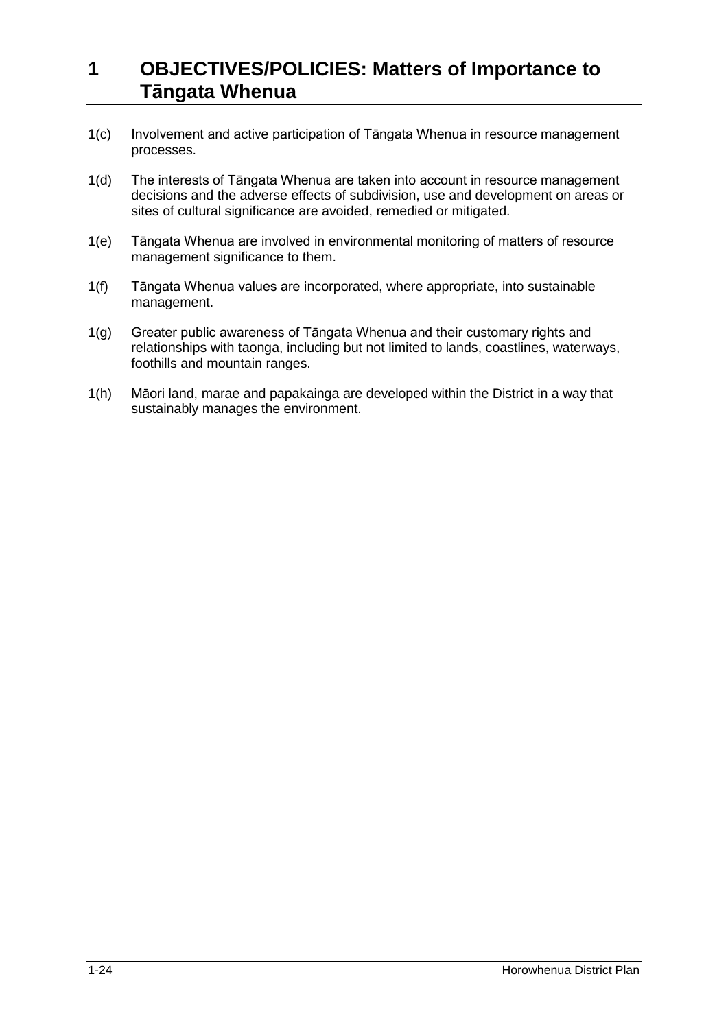# 1 OBJECTIVES/POLICIES: Matters of Importance to Tāngata Whenua

1(c) Involvement and active participation of Tāngata Whenua in resource management processes.

1(d) The interests of Tāngata Whenua are taken into account in resource management decisions and the adverse effects of subdivision, use and development on areas or sites of cultural significance are avoided, remedied or mitigated.

1(e) Tāngata Whenua are involved in environmental monitoring of matters of resource management significance to them.

1(f) Tāngata Whenua values are incorporated, where appropriate, into sustainable management.

1(g) Greater public awareness of Tāngata Whenua and their customary rights and relationships with taonga, including but not limited to lands, coastlines, waterways, foothills and mountain ranges.

1(h) Māori land, marae and papakainga are developed within the District in a way that sustainably manages the environment.